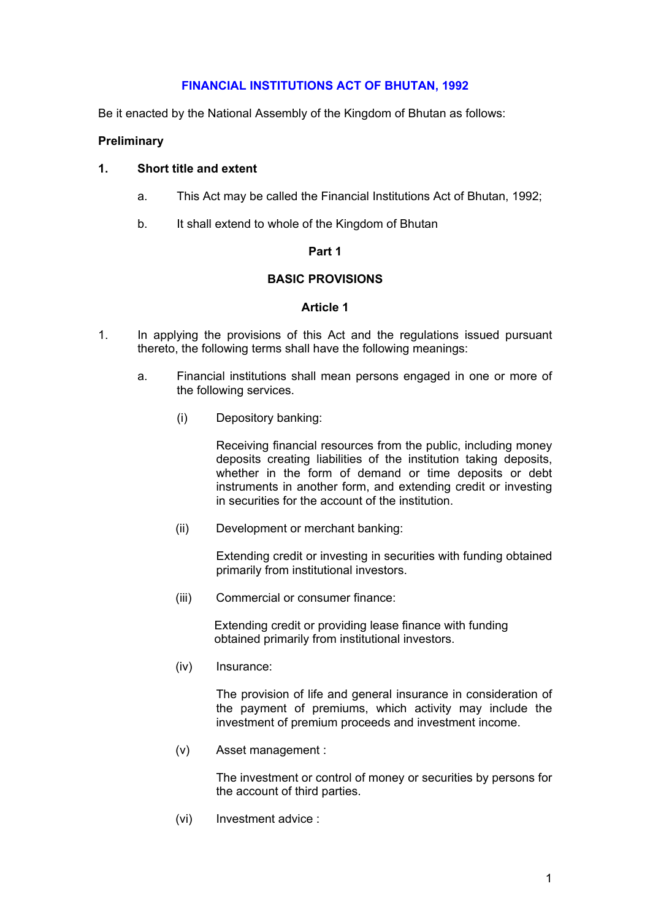# FINANCIAL INSTITUTIONS ACT OF BHUTAN, 1992

Be it enacted by the National Assembly of the Kingdom of Bhutan as follows:

**Preliminary**

**1. Short title and extent**

a. This Act may be called the Financial Institutions Act of Bhutan, 1992;

b. It shall extend to whole of the Kingdom of Bhutan

## Part 1

## BASIC PROVISIONS

### Article 1

1. In applying the provisions of this Act and the regulations issued pursuant thereto, the following terms shall have the following meanings:

   a. Financial institutions shall mean persons engaged in one or more of the following services.

      (i) Depository banking:

      Receiving financial resources from the public, including money deposits creating liabilities of the institution taking deposits, whether in the form of demand or time deposits or debt instruments in another form, and extending credit or investing in securities for the account of the institution.

      (ii) Development or merchant banking:

      Extending credit or investing in securities with funding obtained primarily from institutional investors.

      (iii) Commercial or consumer finance:

      Extending credit or providing lease finance with funding obtained primarily from institutional investors.

      (iv) Insurance:

      The provision of life and general insurance in consideration of the payment of premiums, which activity may include the investment of premium proceeds and investment income.

      (v) Asset management :

      The investment or control of money or securities by persons for the account of third parties.

      (vi) Investment advice :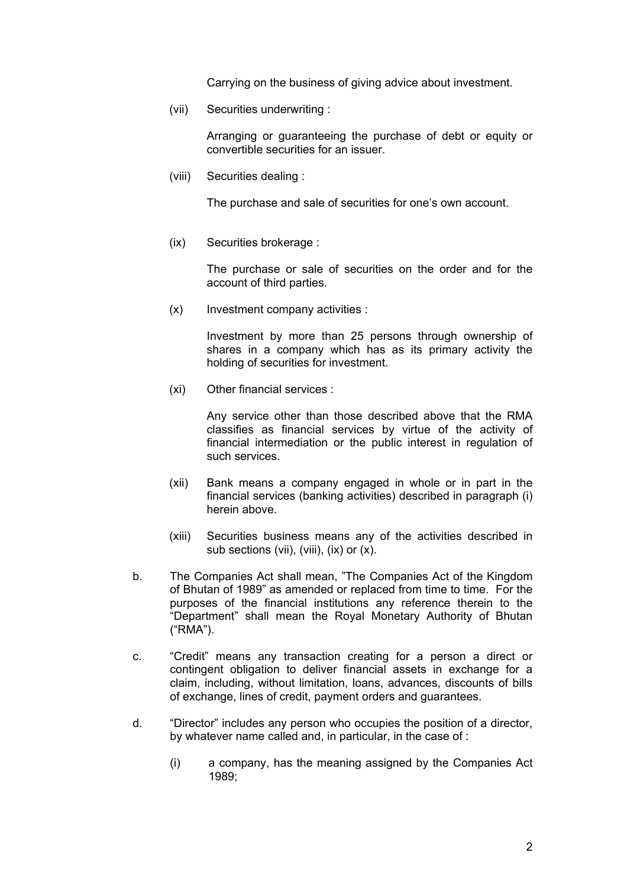Carrying on the business of giving advice about investment.

(vii) Securities underwriting :

Arranging or guaranteeing the purchase of debt or equity or convertible securities for an issuer.

(viii) Securities dealing :

The purchase and sale of securities for one's own account.

(ix) Securities brokerage :

The purchase or sale of securities on the order and for the account of third parties.

(x) Investment company activities :

Investment by more than 25 persons through ownership of shares in a company which has as its primary activity the holding of securities for investment.

(xi) Other financial services :

Any service other than those described above that the RMA classifies as financial services by virtue of the activity of financial intermediation or the public interest in regulation of such services.

(xii) Bank means a company engaged in whole or in part in the financial services (banking activities) described in paragraph (i) herein above.

(xiii) Securities business means any of the activities described in sub sections (vii), (viii), (ix) or (x).

b. The Companies Act shall mean, "The Companies Act of the Kingdom of Bhutan of 1989" as amended or replaced from time to time. For the purposes of the financial institutions any reference therein to the "Department" shall mean the Royal Monetary Authority of Bhutan ("RMA").

c. "Credit" means any transaction creating for a person a direct or contingent obligation to deliver financial assets in exchange for a claim, including, without limitation, loans, advances, discounts of bills of exchange, lines of credit, payment orders and guarantees.

d. "Director" includes any person who occupies the position of a director, by whatever name called and, in particular, in the case of :

(i) a company, has the meaning assigned by the Companies Act 1989;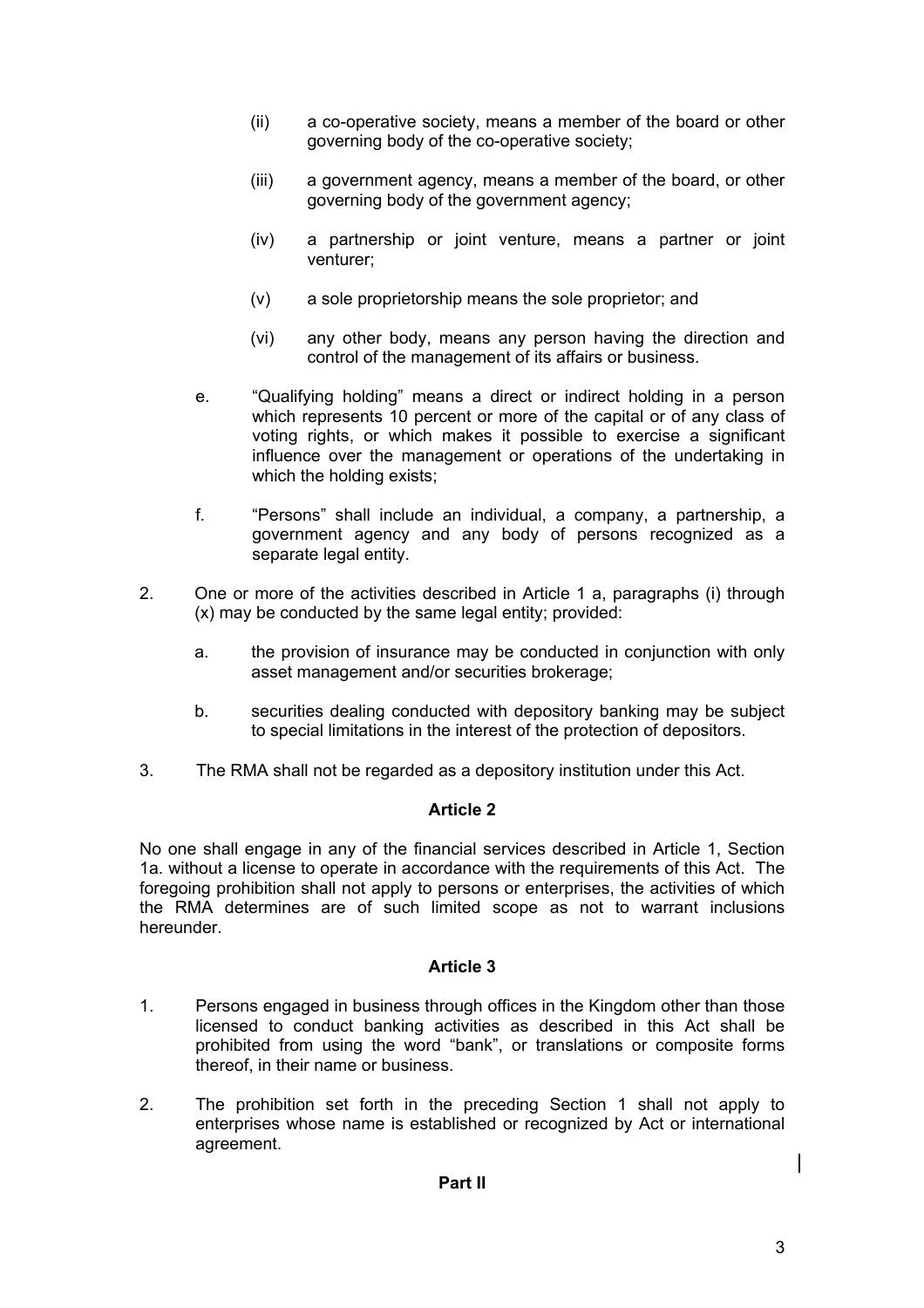(ii) a co-operative society, means a member of the board or other governing body of the co-operative society;

(iii) a government agency, means a member of the board, or other governing body of the government agency;

(iv) a partnership or joint venture, means a partner or joint venturer;

(v) a sole proprietorship means the sole proprietor; and

(vi) any other body, means any person having the direction and control of the management of its affairs or business.

e. "Qualifying holding" means a direct or indirect holding in a person which represents 10 percent or more of the capital or of any class of voting rights, or which makes it possible to exercise a significant influence over the management or operations of the undertaking in which the holding exists;

f. "Persons" shall include an individual, a company, a partnership, a government agency and any body of persons recognized as a separate legal entity.

2. One or more of the activities described in Article 1 a, paragraphs (i) through (x) may be conducted by the same legal entity; provided:

   a. the provision of insurance may be conducted in conjunction with only asset management and/or securities brokerage;

   b. securities dealing conducted with depository banking may be subject to special limitations in the interest of the protection of depositors.

3. The RMA shall not be regarded as a depository institution under this Act.

**Article 2**

No one shall engage in any of the financial services described in Article 1, Section 1a. without a license to operate in accordance with the requirements of this Act. The foregoing prohibition shall not apply to persons or enterprises, the activities of which the RMA determines are of such limited scope as not to warrant inclusions hereunder.

**Article 3**

1. Persons engaged in business through offices in the Kingdom other than those licensed to conduct banking activities as described in this Act shall be prohibited from using the word "bank", or translations or composite forms thereof, in their name or business.

2. The prohibition set forth in the preceding Section 1 shall not apply to enterprises whose name is established or recognized by Act or international agreement.

**Part II**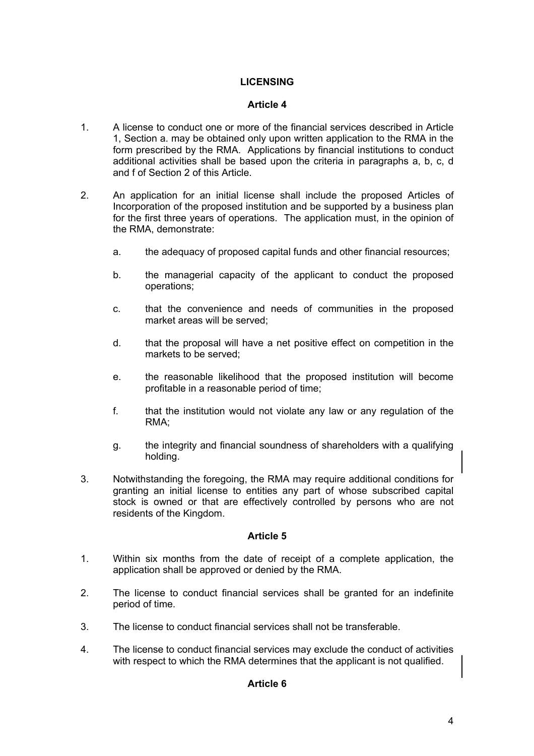## LICENSING

### Article 4

1. A license to conduct one or more of the financial services described in Article 1, Section a. may be obtained only upon written application to the RMA in the form prescribed by the RMA. Applications by financial institutions to conduct additional activities shall be based upon the criteria in paragraphs a, b, c, d and f of Section 2 of this Article.

2. An application for an initial license shall include the proposed Articles of Incorporation of the proposed institution and be supported by a business plan for the first three years of operations. The application must, in the opinion of the RMA, demonstrate:

   a. the adequacy of proposed capital funds and other financial resources;

   b. the managerial capacity of the applicant to conduct the proposed operations;

   c. that the convenience and needs of communities in the proposed market areas will be served;

   d. that the proposal will have a net positive effect on competition in the markets to be served;

   e. the reasonable likelihood that the proposed institution will become profitable in a reasonable period of time;

   f. that the institution would not violate any law or any regulation of the RMA;

   g. the integrity and financial soundness of shareholders with a qualifying holding.

3. Notwithstanding the foregoing, the RMA may require additional conditions for granting an initial license to entities any part of whose subscribed capital stock is owned or that are effectively controlled by persons who are not residents of the Kingdom.

### Article 5

1. Within six months from the date of receipt of a complete application, the application shall be approved or denied by the RMA.

2. The license to conduct financial services shall be granted for an indefinite period of time.

3. The license to conduct financial services shall not be transferable.

4. The license to conduct financial services may exclude the conduct of activities with respect to which the RMA determines that the applicant is not qualified.

### Article 6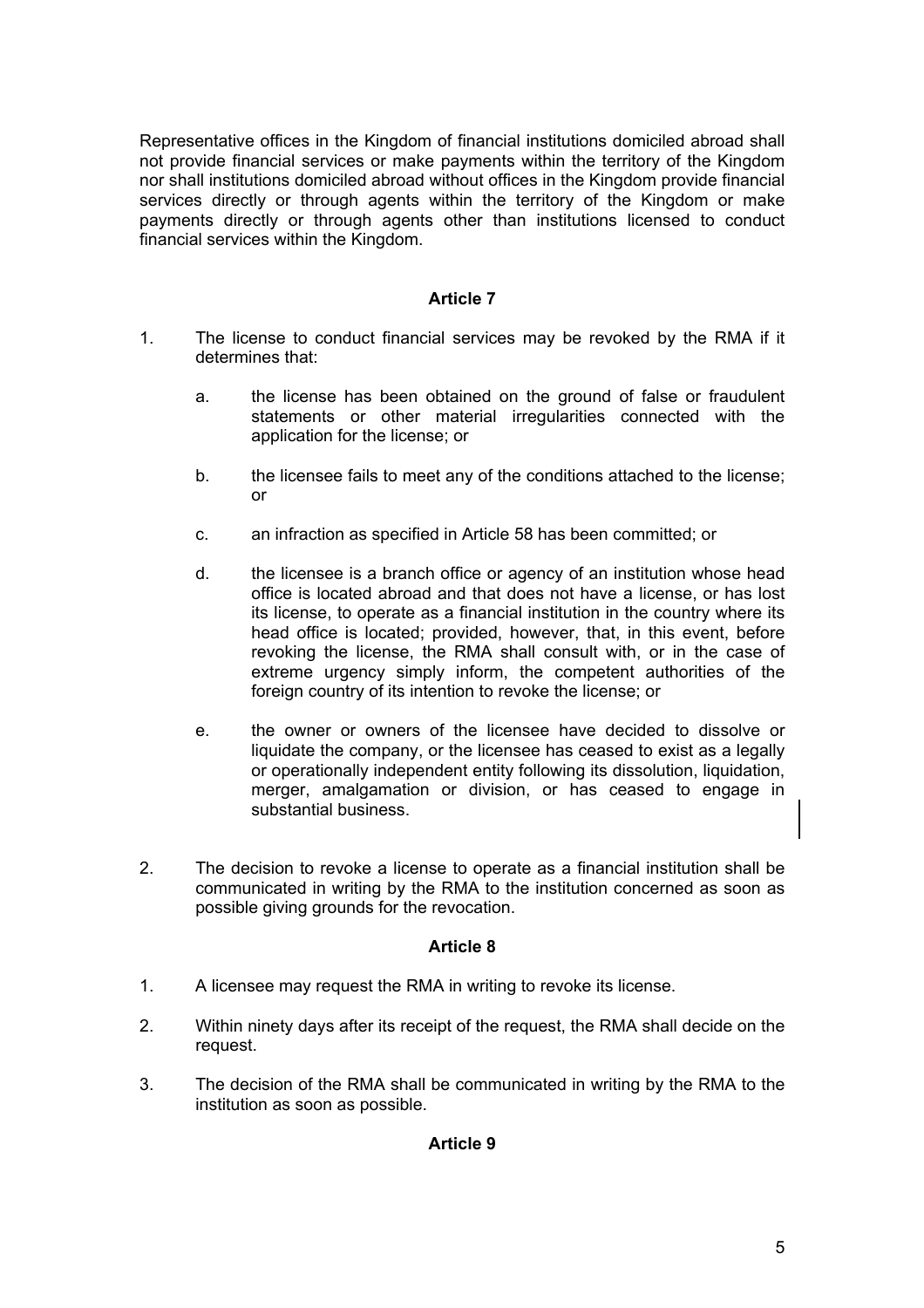Representative offices in the Kingdom of financial institutions domiciled abroad shall not provide financial services or make payments within the territory of the Kingdom nor shall institutions domiciled abroad without offices in the Kingdom provide financial services directly or through agents within the territory of the Kingdom or make payments directly or through agents other than institutions licensed to conduct financial services within the Kingdom.

### Article 7

1. The license to conduct financial services may be revoked by the RMA if it determines that:

   a. the license has been obtained on the ground of false or fraudulent statements or other material irregularities connected with the application for the license; or

   b. the licensee fails to meet any of the conditions attached to the license; or

   c. an infraction as specified in Article 58 has been committed; or

   d. the licensee is a branch office or agency of an institution whose head office is located abroad and that does not have a license, or has lost its license, to operate as a financial institution in the country where its head office is located; provided, however, that, in this event, before revoking the license, the RMA shall consult with, or in the case of extreme urgency simply inform, the competent authorities of the foreign country of its intention to revoke the license; or

   e. the owner or owners of the licensee have decided to dissolve or liquidate the company, or the licensee has ceased to exist as a legally or operationally independent entity following its dissolution, liquidation, merger, amalgamation or division, or has ceased to engage in substantial business.

2. The decision to revoke a license to operate as a financial institution shall be communicated in writing by the RMA to the institution concerned as soon as possible giving grounds for the revocation.

### Article 8

1. A licensee may request the RMA in writing to revoke its license.

2. Within ninety days after its receipt of the request, the RMA shall decide on the request.

3. The decision of the RMA shall be communicated in writing by the RMA to the institution as soon as possible.

### Article 9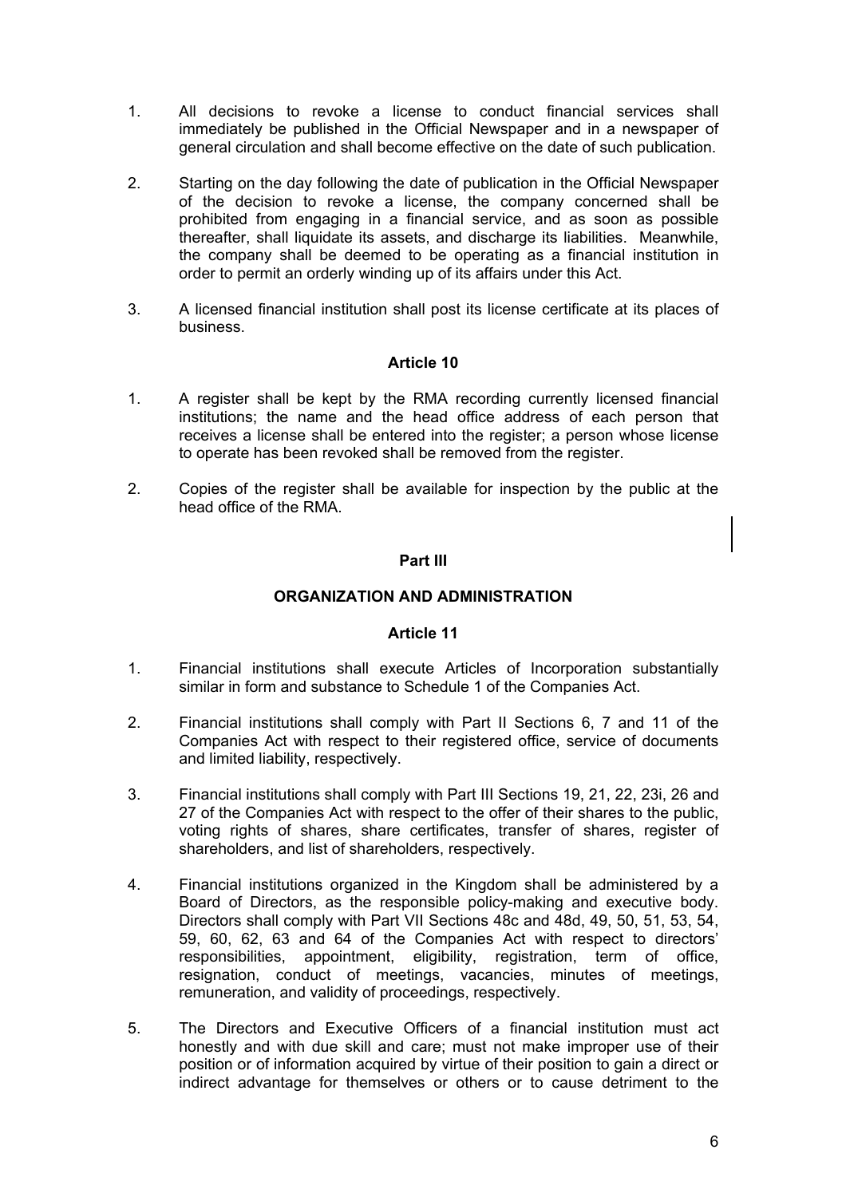1. All decisions to revoke a license to conduct financial services shall immediately be published in the Official Newspaper and in a newspaper of general circulation and shall become effective on the date of such publication.

2. Starting on the day following the date of publication in the Official Newspaper of the decision to revoke a license, the company concerned shall be prohibited from engaging in a financial service, and as soon as possible thereafter, shall liquidate its assets, and discharge its liabilities. Meanwhile, the company shall be deemed to be operating as a financial institution in order to permit an orderly winding up of its affairs under this Act.

3. A licensed financial institution shall post its license certificate at its places of business.

### Article 10

1. A register shall be kept by the RMA recording currently licensed financial institutions; the name and the head office address of each person that receives a license shall be entered into the register; a person whose license to operate has been revoked shall be removed from the register.

2. Copies of the register shall be available for inspection by the public at the head office of the RMA.

## Part III

## ORGANIZATION AND ADMINISTRATION

### Article 11

1. Financial institutions shall execute Articles of Incorporation substantially similar in form and substance to Schedule 1 of the Companies Act.

2. Financial institutions shall comply with Part II Sections 6, 7 and 11 of the Companies Act with respect to their registered office, service of documents and limited liability, respectively.

3. Financial institutions shall comply with Part III Sections 19, 21, 22, 23i, 26 and 27 of the Companies Act with respect to the offer of their shares to the public, voting rights of shares, share certificates, transfer of shares, register of shareholders, and list of shareholders, respectively.

4. Financial institutions organized in the Kingdom shall be administered by a Board of Directors, as the responsible policy-making and executive body. Directors shall comply with Part VII Sections 48c and 48d, 49, 50, 51, 53, 54, 59, 60, 62, 63 and 64 of the Companies Act with respect to directors' responsibilities, appointment, eligibility, registration, term of office, resignation, conduct of meetings, vacancies, minutes of meetings, remuneration, and validity of proceedings, respectively.

5. The Directors and Executive Officers of a financial institution must act honestly and with due skill and care; must not make improper use of their position or of information acquired by virtue of their position to gain a direct or indirect advantage for themselves or others or to cause detriment to the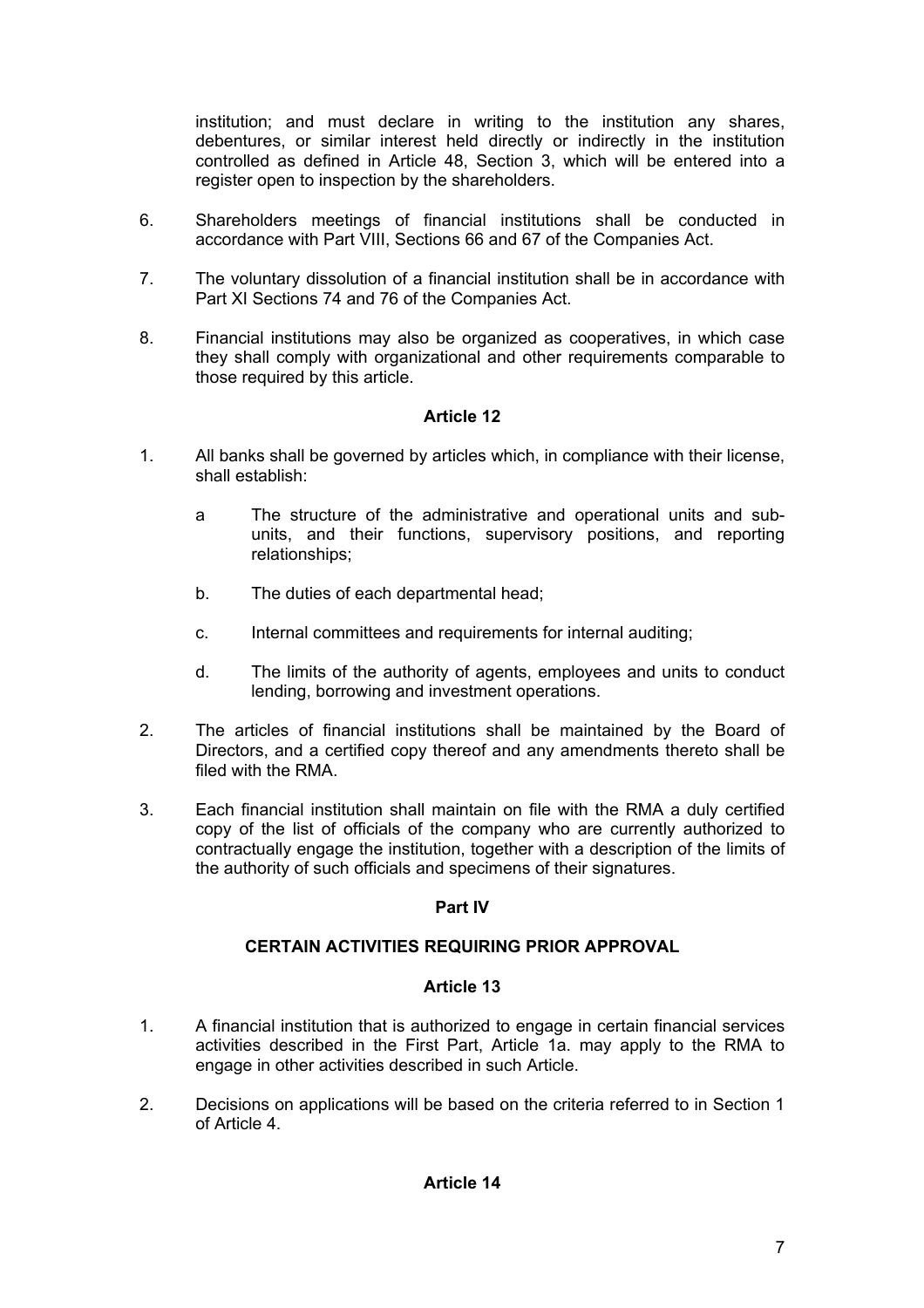institution; and must declare in writing to the institution any shares, debentures, or similar interest held directly or indirectly in the institution controlled as defined in Article 48, Section 3, which will be entered into a register open to inspection by the shareholders.

6. Shareholders meetings of financial institutions shall be conducted in accordance with Part VIII, Sections 66 and 67 of the Companies Act.

7. The voluntary dissolution of a financial institution shall be in accordance with Part XI Sections 74 and 76 of the Companies Act.

8. Financial institutions may also be organized as cooperatives, in which case they shall comply with organizational and other requirements comparable to those required by this article.

**Article 12**

1. All banks shall be governed by articles which, in compliance with their license, shall establish:

   a The structure of the administrative and operational units and sub-units, and their functions, supervisory positions, and reporting relationships;

   b. The duties of each departmental head;

   c. Internal committees and requirements for internal auditing;

   d. The limits of the authority of agents, employees and units to conduct lending, borrowing and investment operations.

2. The articles of financial institutions shall be maintained by the Board of Directors, and a certified copy thereof and any amendments thereto shall be filed with the RMA.

3. Each financial institution shall maintain on file with the RMA a duly certified copy of the list of officials of the company who are currently authorized to contractually engage the institution, together with a description of the limits of the authority of such officials and specimens of their signatures.

**Part IV**

**CERTAIN ACTIVITIES REQUIRING PRIOR APPROVAL**

**Article 13**

1. A financial institution that is authorized to engage in certain financial services activities described in the First Part, Article 1a. may apply to the RMA to engage in other activities described in such Article.

2. Decisions on applications will be based on the criteria referred to in Section 1 of Article 4.

**Article 14**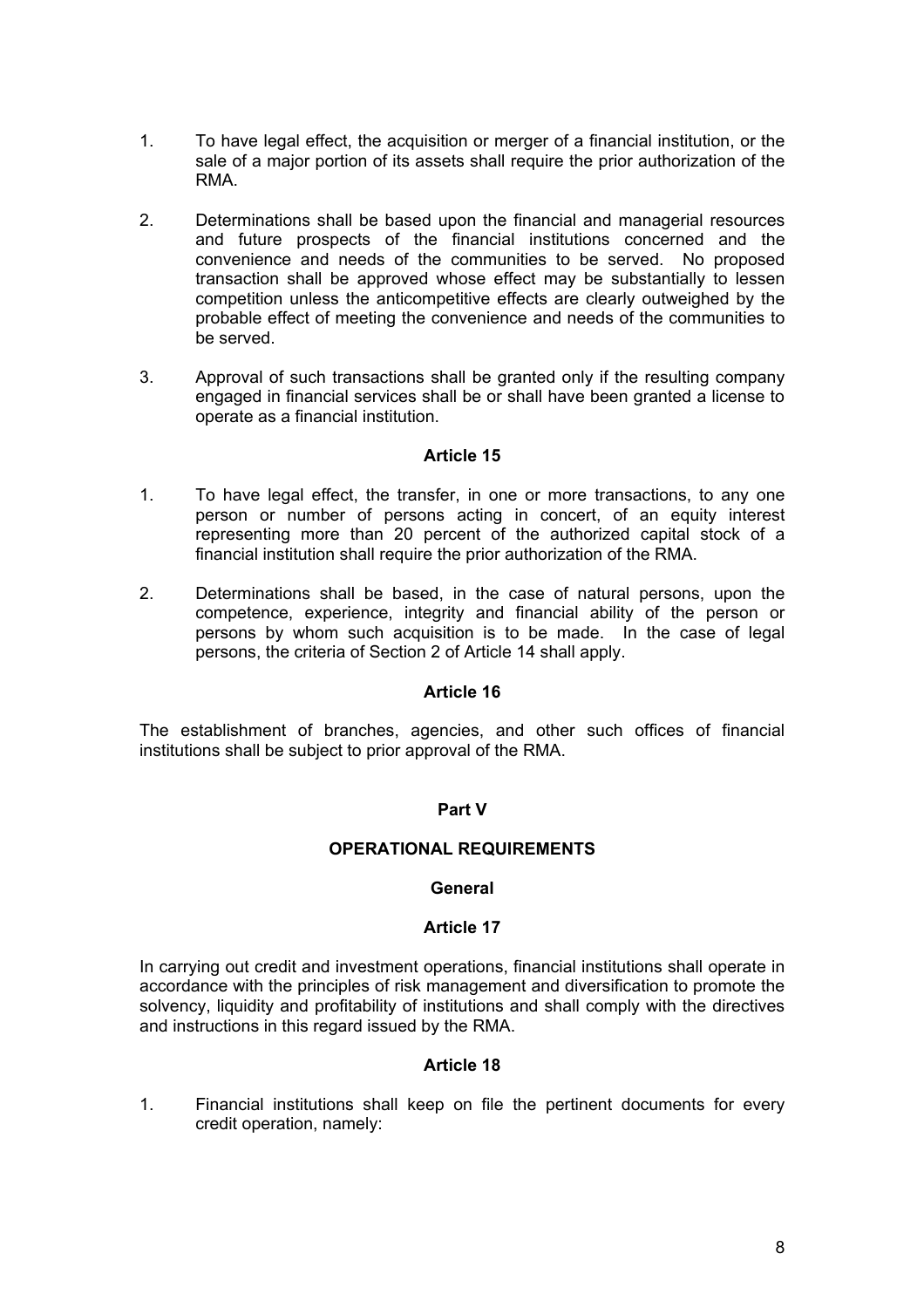1. To have legal effect, the acquisition or merger of a financial institution, or the sale of a major portion of its assets shall require the prior authorization of the RMA.

2. Determinations shall be based upon the financial and managerial resources and future prospects of the financial institutions concerned and the convenience and needs of the communities to be served. No proposed transaction shall be approved whose effect may be substantially to lessen competition unless the anticompetitive effects are clearly outweighed by the probable effect of meeting the convenience and needs of the communities to be served.

3. Approval of such transactions shall be granted only if the resulting company engaged in financial services shall be or shall have been granted a license to operate as a financial institution.

**Article 15**

1. To have legal effect, the transfer, in one or more transactions, to any one person or number of persons acting in concert, of an equity interest representing more than 20 percent of the authorized capital stock of a financial institution shall require the prior authorization of the RMA.

2. Determinations shall be based, in the case of natural persons, upon the competence, experience, integrity and financial ability of the person or persons by whom such acquisition is to be made. In the case of legal persons, the criteria of Section 2 of Article 14 shall apply.

**Article 16**

The establishment of branches, agencies, and other such offices of financial institutions shall be subject to prior approval of the RMA.

## Part V

## OPERATIONAL REQUIREMENTS

### General

**Article 17**

In carrying out credit and investment operations, financial institutions shall operate in accordance with the principles of risk management and diversification to promote the solvency, liquidity and profitability of institutions and shall comply with the directives and instructions in this regard issued by the RMA.

**Article 18**

1. Financial institutions shall keep on file the pertinent documents for every credit operation, namely: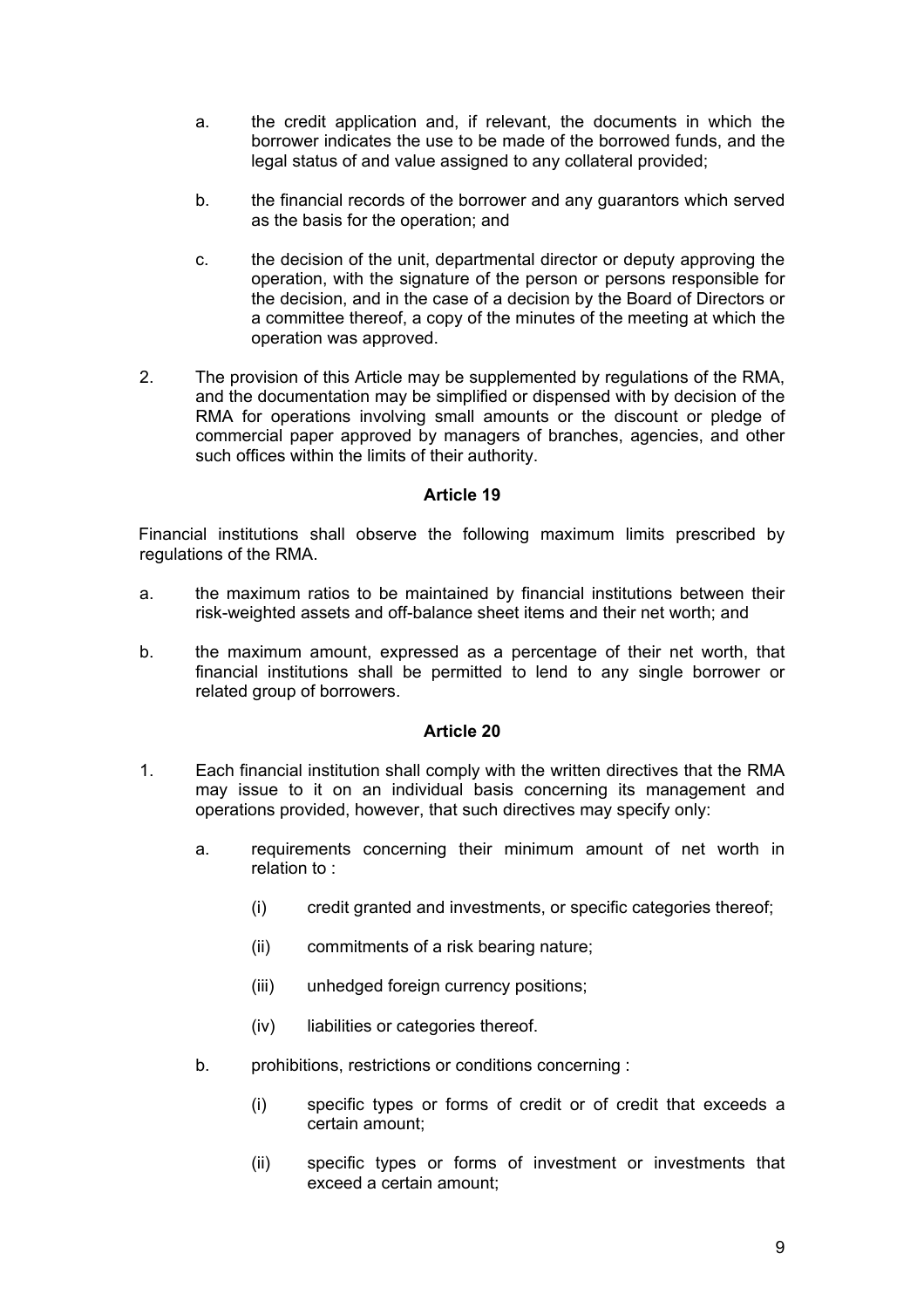a. the credit application and, if relevant, the documents in which the borrower indicates the use to be made of the borrowed funds, and the legal status of and value assigned to any collateral provided;

b. the financial records of the borrower and any guarantors which served as the basis for the operation; and

c. the decision of the unit, departmental director or deputy approving the operation, with the signature of the person or persons responsible for the decision, and in the case of a decision by the Board of Directors or a committee thereof, a copy of the minutes of the meeting at which the operation was approved.

2. The provision of this Article may be supplemented by regulations of the RMA, and the documentation may be simplified or dispensed with by decision of the RMA for operations involving small amounts or the discount or pledge of commercial paper approved by managers of branches, agencies, and other such offices within the limits of their authority.

**Article 19**

Financial institutions shall observe the following maximum limits prescribed by regulations of the RMA.

a. the maximum ratios to be maintained by financial institutions between their risk-weighted assets and off-balance sheet items and their net worth; and

b. the maximum amount, expressed as a percentage of their net worth, that financial institutions shall be permitted to lend to any single borrower or related group of borrowers.

**Article 20**

1. Each financial institution shall comply with the written directives that the RMA may issue to it on an individual basis concerning its management and operations provided, however, that such directives may specify only:

   a. requirements concerning their minimum amount of net worth in relation to :

      (i) credit granted and investments, or specific categories thereof;

      (ii) commitments of a risk bearing nature;

      (iii) unhedged foreign currency positions;

      (iv) liabilities or categories thereof.

   b. prohibitions, restrictions or conditions concerning :

      (i) specific types or forms of credit or of credit that exceeds a certain amount;

      (ii) specific types or forms of investment or investments that exceed a certain amount;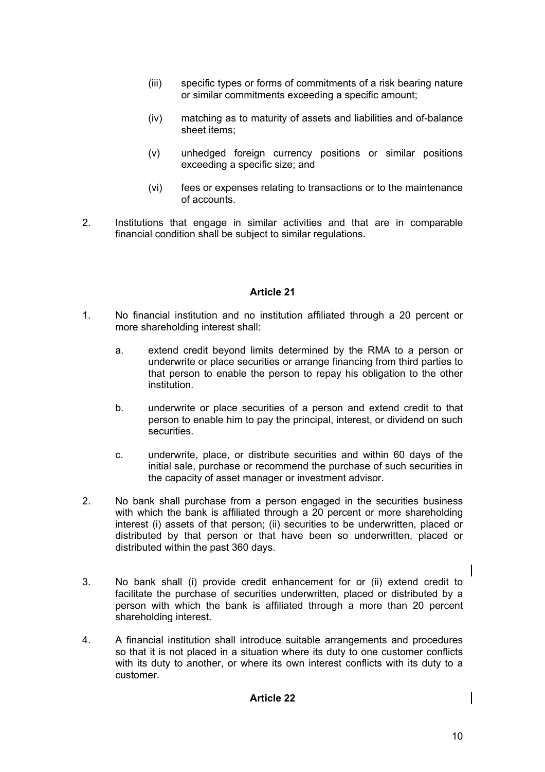(iii) specific types or forms of commitments of a risk bearing nature or similar commitments exceeding a specific amount;

(iv) matching as to maturity of assets and liabilities and of-balance sheet items;

(v) unhedged foreign currency positions or similar positions exceeding a specific size; and

(vi) fees or expenses relating to transactions or to the maintenance of accounts.

2. Institutions that engage in similar activities and that are in comparable financial condition shall be subject to similar regulations.

### Article 21

1. No financial institution and no institution affiliated through a 20 percent or more shareholding interest shall:

   a. extend credit beyond limits determined by the RMA to a person or underwrite or place securities or arrange financing from third parties to that person to enable the person to repay his obligation to the other institution.

   b. underwrite or place securities of a person and extend credit to that person to enable him to pay the principal, interest, or dividend on such securities.

   c. underwrite, place, or distribute securities and within 60 days of the initial sale, purchase or recommend the purchase of such securities in the capacity of asset manager or investment advisor.

2. No bank shall purchase from a person engaged in the securities business with which the bank is affiliated through a 20 percent or more shareholding interest (i) assets of that person; (ii) securities to be underwritten, placed or distributed by that person or that have been so underwritten, placed or distributed within the past 360 days.

3. No bank shall (i) provide credit enhancement for or (ii) extend credit to facilitate the purchase of securities underwritten, placed or distributed by a person with which the bank is affiliated through a more than 20 percent shareholding interest.

4. A financial institution shall introduce suitable arrangements and procedures so that it is not placed in a situation where its duty to one customer conflicts with its duty to another, or where its own interest conflicts with its duty to a customer.

### Article 22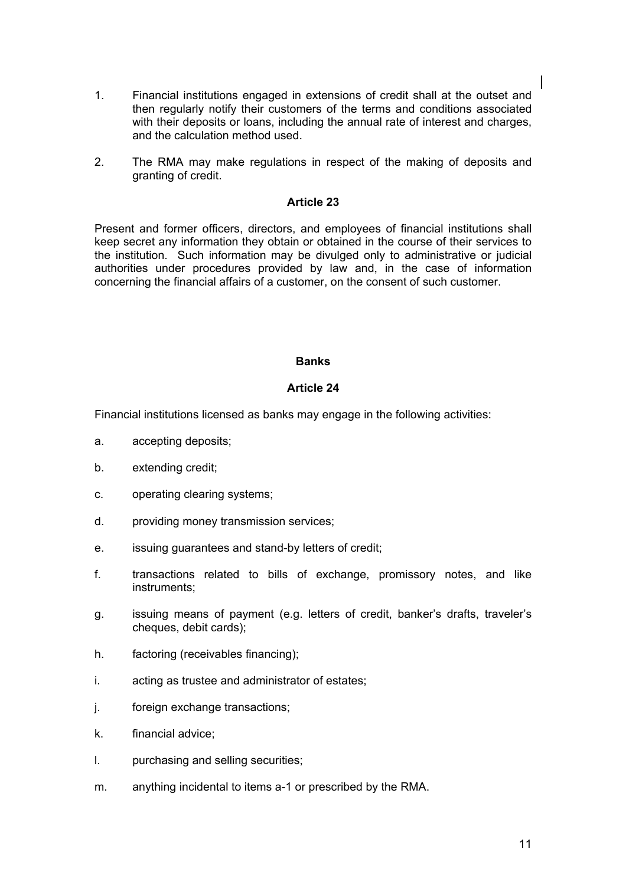1. Financial institutions engaged in extensions of credit shall at the outset and then regularly notify their customers of the terms and conditions associated with their deposits or loans, including the annual rate of interest and charges, and the calculation method used.

2. The RMA may make regulations in respect of the making of deposits and granting of credit.

**Article 23**

Present and former officers, directors, and employees of financial institutions shall keep secret any information they obtain or obtained in the course of their services to the institution. Such information may be divulged only to administrative or judicial authorities under procedures provided by law and, in the case of information concerning the financial affairs of a customer, on the consent of such customer.

**Banks**

**Article 24**

Financial institutions licensed as banks may engage in the following activities:

a. accepting deposits;

b. extending credit;

c. operating clearing systems;

d. providing money transmission services;

e. issuing guarantees and stand-by letters of credit;

f. transactions related to bills of exchange, promissory notes, and like instruments;

g. issuing means of payment (e.g. letters of credit, banker's drafts, traveler's cheques, debit cards);

h. factoring (receivables financing);

i. acting as trustee and administrator of estates;

j. foreign exchange transactions;

k. financial advice;

l. purchasing and selling securities;

m. anything incidental to items a-1 or prescribed by the RMA.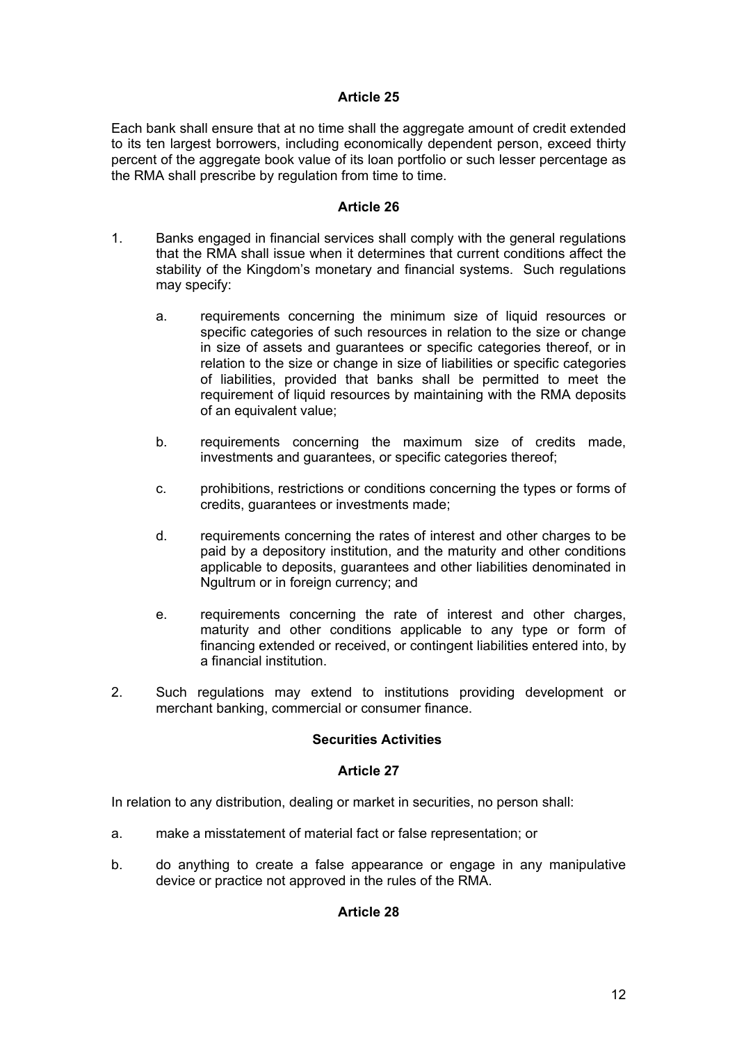### Article 25

Each bank shall ensure that at no time shall the aggregate amount of credit extended to its ten largest borrowers, including economically dependent person, exceed thirty percent of the aggregate book value of its loan portfolio or such lesser percentage as the RMA shall prescribe by regulation from time to time.

### Article 26

1. Banks engaged in financial services shall comply with the general regulations that the RMA shall issue when it determines that current conditions affect the stability of the Kingdom's monetary and financial systems. Such regulations may specify:

   a. requirements concerning the minimum size of liquid resources or specific categories of such resources in relation to the size or change in size of assets and guarantees or specific categories thereof, or in relation to the size or change in size of liabilities or specific categories of liabilities, provided that banks shall be permitted to meet the requirement of liquid resources by maintaining with the RMA deposits of an equivalent value;

   b. requirements concerning the maximum size of credits made, investments and guarantees, or specific categories thereof;

   c. prohibitions, restrictions or conditions concerning the types or forms of credits, guarantees or investments made;

   d. requirements concerning the rates of interest and other charges to be paid by a depository institution, and the maturity and other conditions applicable to deposits, guarantees and other liabilities denominated in Ngultrum or in foreign currency; and

   e. requirements concerning the rate of interest and other charges, maturity and other conditions applicable to any type or form of financing extended or received, or contingent liabilities entered into, by a financial institution.

2. Such regulations may extend to institutions providing development or merchant banking, commercial or consumer finance.

### Securities Activities

### Article 27

In relation to any distribution, dealing or market in securities, no person shall:

a. make a misstatement of material fact or false representation; or

b. do anything to create a false appearance or engage in any manipulative device or practice not approved in the rules of the RMA.

### Article 28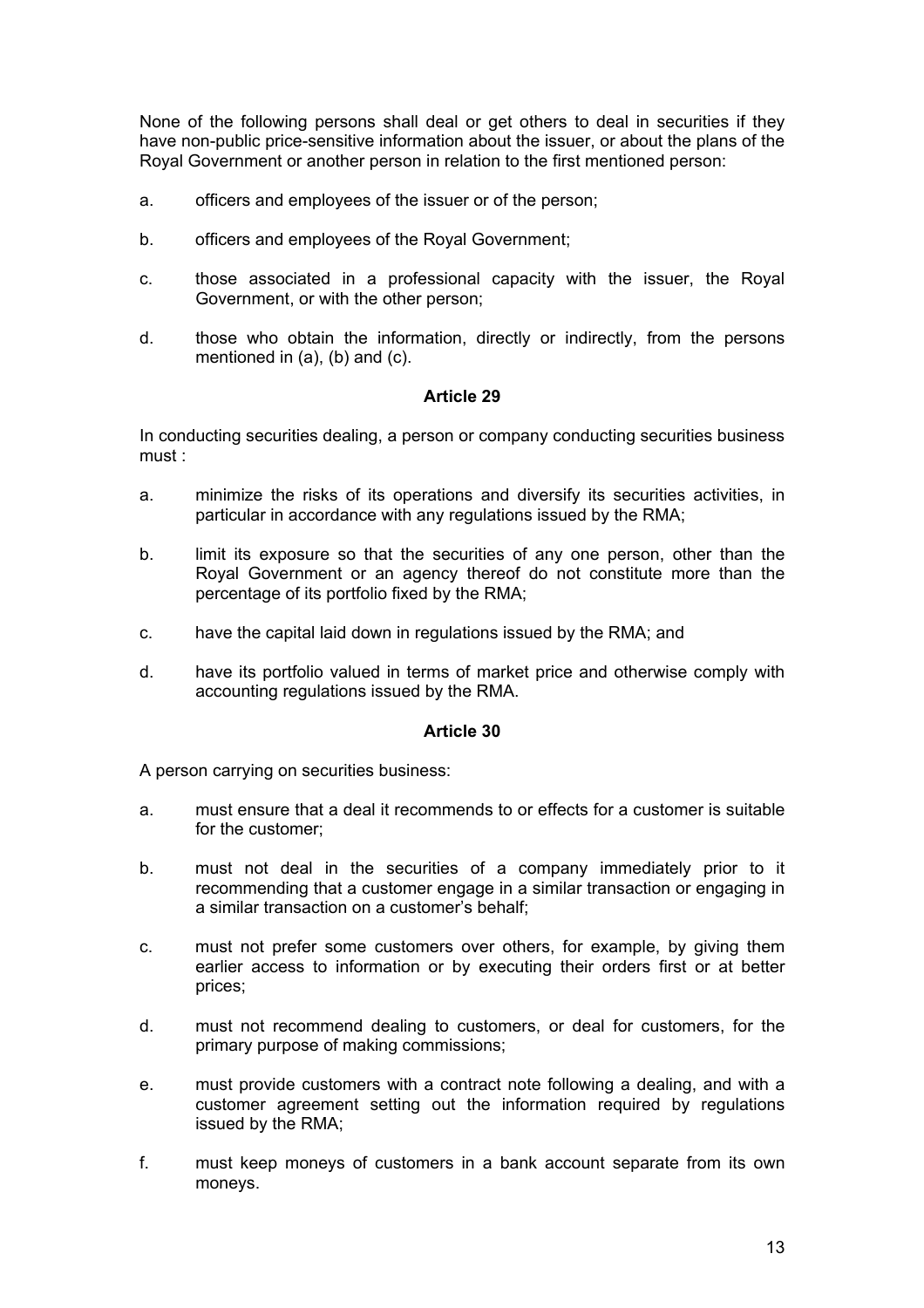None of the following persons shall deal or get others to deal in securities if they have non-public price-sensitive information about the issuer, or about the plans of the Royal Government or another person in relation to the first mentioned person:

a. officers and employees of the issuer or of the person;

b. officers and employees of the Royal Government;

c. those associated in a professional capacity with the issuer, the Royal Government, or with the other person;

d. those who obtain the information, directly or indirectly, from the persons mentioned in (a), (b) and (c).

### Article 29

In conducting securities dealing, a person or company conducting securities business must :

a. minimize the risks of its operations and diversify its securities activities, in particular in accordance with any regulations issued by the RMA;

b. limit its exposure so that the securities of any one person, other than the Royal Government or an agency thereof do not constitute more than the percentage of its portfolio fixed by the RMA;

c. have the capital laid down in regulations issued by the RMA; and

d. have its portfolio valued in terms of market price and otherwise comply with accounting regulations issued by the RMA.

### Article 30

A person carrying on securities business:

a. must ensure that a deal it recommends to or effects for a customer is suitable for the customer;

b. must not deal in the securities of a company immediately prior to it recommending that a customer engage in a similar transaction or engaging in a similar transaction on a customer's behalf;

c. must not prefer some customers over others, for example, by giving them earlier access to information or by executing their orders first or at better prices;

d. must not recommend dealing to customers, or deal for customers, for the primary purpose of making commissions;

e. must provide customers with a contract note following a dealing, and with a customer agreement setting out the information required by regulations issued by the RMA;

f. must keep moneys of customers in a bank account separate from its own moneys.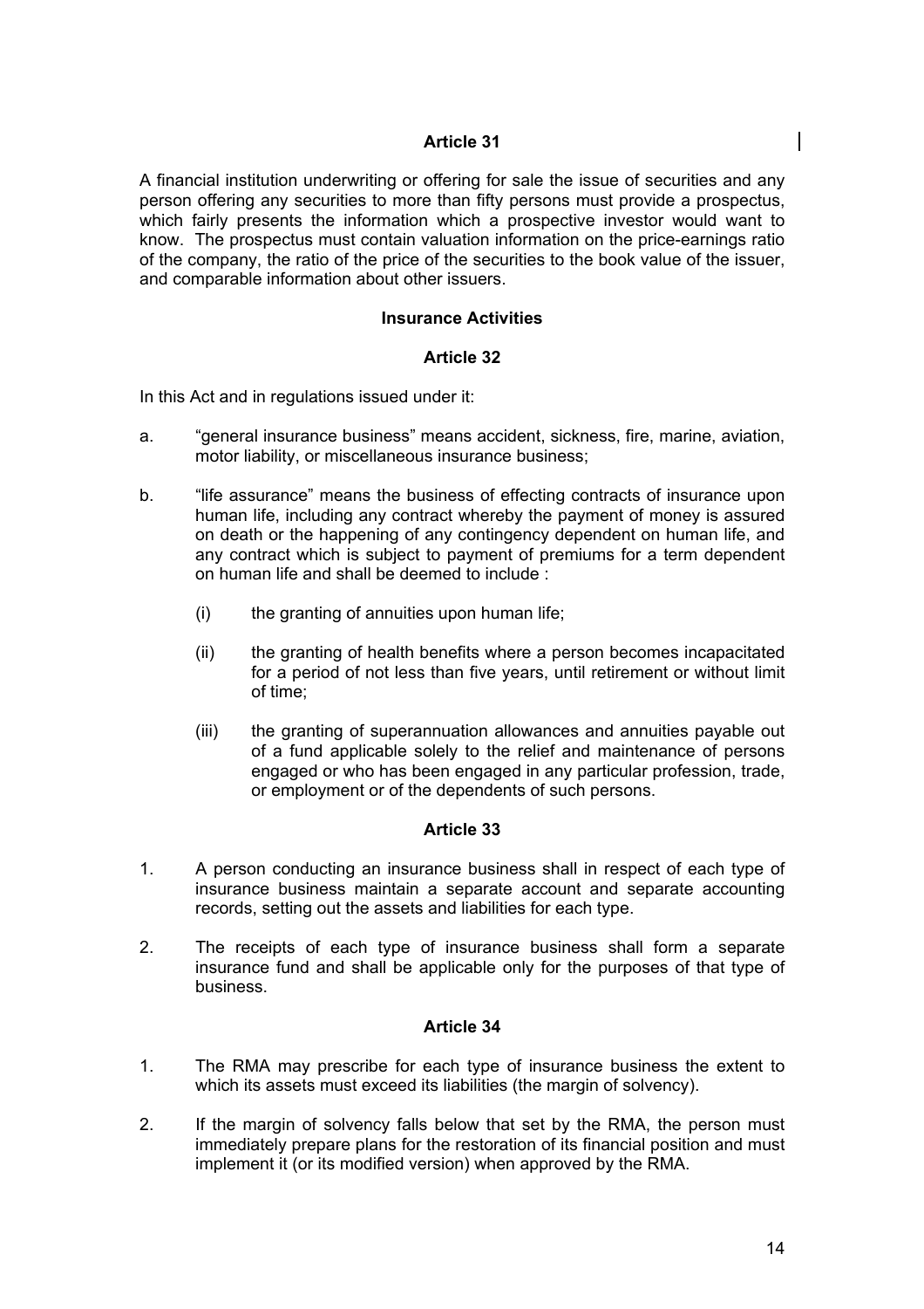### Article 31

A financial institution underwriting or offering for sale the issue of securities and any person offering any securities to more than fifty persons must provide a prospectus, which fairly presents the information which a prospective investor would want to know. The prospectus must contain valuation information on the price-earnings ratio of the company, the ratio of the price of the securities to the book value of the issuer, and comparable information about other issuers.

## Insurance Activities

### Article 32

In this Act and in regulations issued under it:

a. "general insurance business" means accident, sickness, fire, marine, aviation, motor liability, or miscellaneous insurance business;

b. "life assurance" means the business of effecting contracts of insurance upon human life, including any contract whereby the payment of money is assured on death or the happening of any contingency dependent on human life, and any contract which is subject to payment of premiums for a term dependent on human life and shall be deemed to include :

   (i) the granting of annuities upon human life;

   (ii) the granting of health benefits where a person becomes incapacitated for a period of not less than five years, until retirement or without limit of time;

   (iii) the granting of superannuation allowances and annuities payable out of a fund applicable solely to the relief and maintenance of persons engaged or who has been engaged in any particular profession, trade, or employment or of the dependents of such persons.

### Article 33

1. A person conducting an insurance business shall in respect of each type of insurance business maintain a separate account and separate accounting records, setting out the assets and liabilities for each type.

2. The receipts of each type of insurance business shall form a separate insurance fund and shall be applicable only for the purposes of that type of business.

### Article 34

1. The RMA may prescribe for each type of insurance business the extent to which its assets must exceed its liabilities (the margin of solvency).

2. If the margin of solvency falls below that set by the RMA, the person must immediately prepare plans for the restoration of its financial position and must implement it (or its modified version) when approved by the RMA.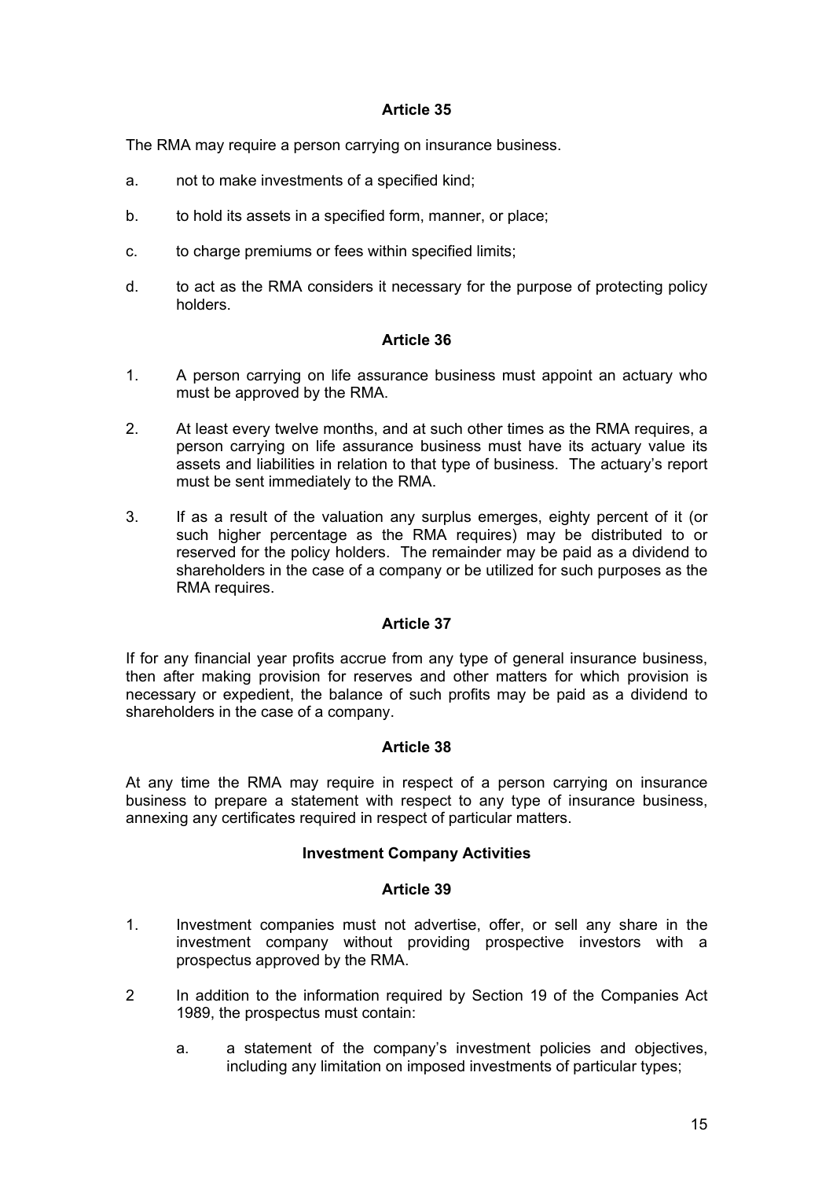### Article 35

The RMA may require a person carrying on insurance business.

a. not to make investments of a specified kind;

b. to hold its assets in a specified form, manner, or place;

c. to charge premiums or fees within specified limits;

d. to act as the RMA considers it necessary for the purpose of protecting policy holders.

### Article 36

1. A person carrying on life assurance business must appoint an actuary who must be approved by the RMA.

2. At least every twelve months, and at such other times as the RMA requires, a person carrying on life assurance business must have its actuary value its assets and liabilities in relation to that type of business. The actuary's report must be sent immediately to the RMA.

3. If as a result of the valuation any surplus emerges, eighty percent of it (or such higher percentage as the RMA requires) may be distributed to or reserved for the policy holders. The remainder may be paid as a dividend to shareholders in the case of a company or be utilized for such purposes as the RMA requires.

### Article 37

If for any financial year profits accrue from any type of general insurance business, then after making provision for reserves and other matters for which provision is necessary or expedient, the balance of such profits may be paid as a dividend to shareholders in the case of a company.

### Article 38

At any time the RMA may require in respect of a person carrying on insurance business to prepare a statement with respect to any type of insurance business, annexing any certificates required in respect of particular matters.

## Investment Company Activities

### Article 39

1. Investment companies must not advertise, offer, or sell any share in the investment company without providing prospective investors with a prospectus approved by the RMA.

2 In addition to the information required by Section 19 of the Companies Act 1989, the prospectus must contain:

   a. a statement of the company's investment policies and objectives, including any limitation on imposed investments of particular types;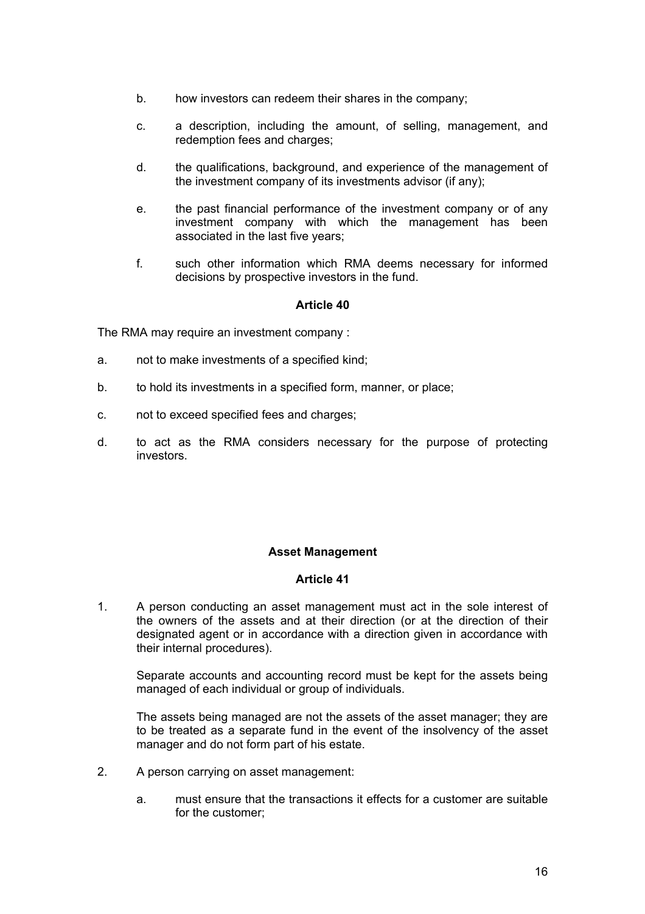b. how investors can redeem their shares in the company;

c. a description, including the amount, of selling, management, and redemption fees and charges;

d. the qualifications, background, and experience of the management of the investment company of its investments advisor (if any);

e. the past financial performance of the investment company or of any investment company with which the management has been associated in the last five years;

f. such other information which RMA deems necessary for informed decisions by prospective investors in the fund.

**Article 40**

The RMA may require an investment company :

a. not to make investments of a specified kind;

b. to hold its investments in a specified form, manner, or place;

c. not to exceed specified fees and charges;

d. to act as the RMA considers necessary for the purpose of protecting investors.

**Asset Management**

**Article 41**

1. A person conducting an asset management must act in the sole interest of the owners of the assets and at their direction (or at the direction of their designated agent or in accordance with a direction given in accordance with their internal procedures).

   Separate accounts and accounting record must be kept for the assets being managed of each individual or group of individuals.

   The assets being managed are not the assets of the asset manager; they are to be treated as a separate fund in the event of the insolvency of the asset manager and do not form part of his estate.

2. A person carrying on asset management:

   a. must ensure that the transactions it effects for a customer are suitable for the customer;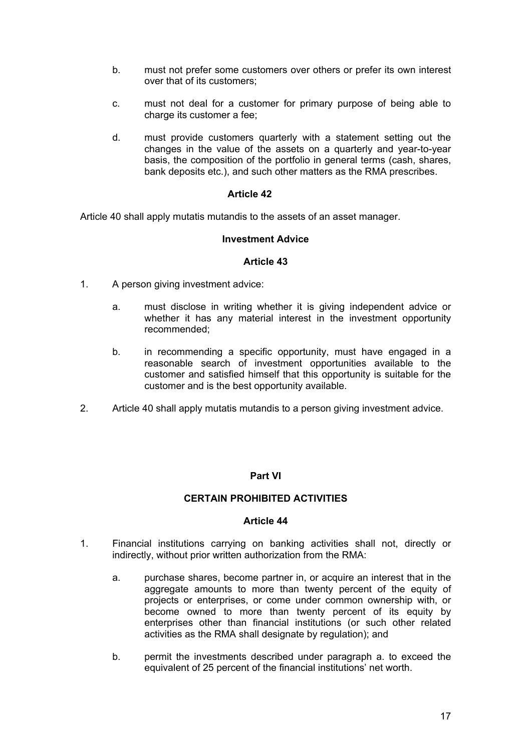b. must not prefer some customers over others or prefer its own interest over that of its customers;

c. must not deal for a customer for primary purpose of being able to charge its customer a fee;

d. must provide customers quarterly with a statement setting out the changes in the value of the assets on a quarterly and year-to-year basis, the composition of the portfolio in general terms (cash, shares, bank deposits etc.), and such other matters as the RMA prescribes.

**Article 42**

Article 40 shall apply mutatis mutandis to the assets of an asset manager.

**Investment Advice**

**Article 43**

1. A person giving investment advice:

   a. must disclose in writing whether it is giving independent advice or whether it has any material interest in the investment opportunity recommended;

   b. in recommending a specific opportunity, must have engaged in a reasonable search of investment opportunities available to the customer and satisfied himself that this opportunity is suitable for the customer and is the best opportunity available.

2. Article 40 shall apply mutatis mutandis to a person giving investment advice.

## Part VI

## CERTAIN PROHIBITED ACTIVITIES

**Article 44**

1. Financial institutions carrying on banking activities shall not, directly or indirectly, without prior written authorization from the RMA:

   a. purchase shares, become partner in, or acquire an interest that in the aggregate amounts to more than twenty percent of the equity of projects or enterprises, or come under common ownership with, or become owned to more than twenty percent of its equity by enterprises other than financial institutions (or such other related activities as the RMA shall designate by regulation); and

   b. permit the investments described under paragraph a. to exceed the equivalent of 25 percent of the financial institutions' net worth.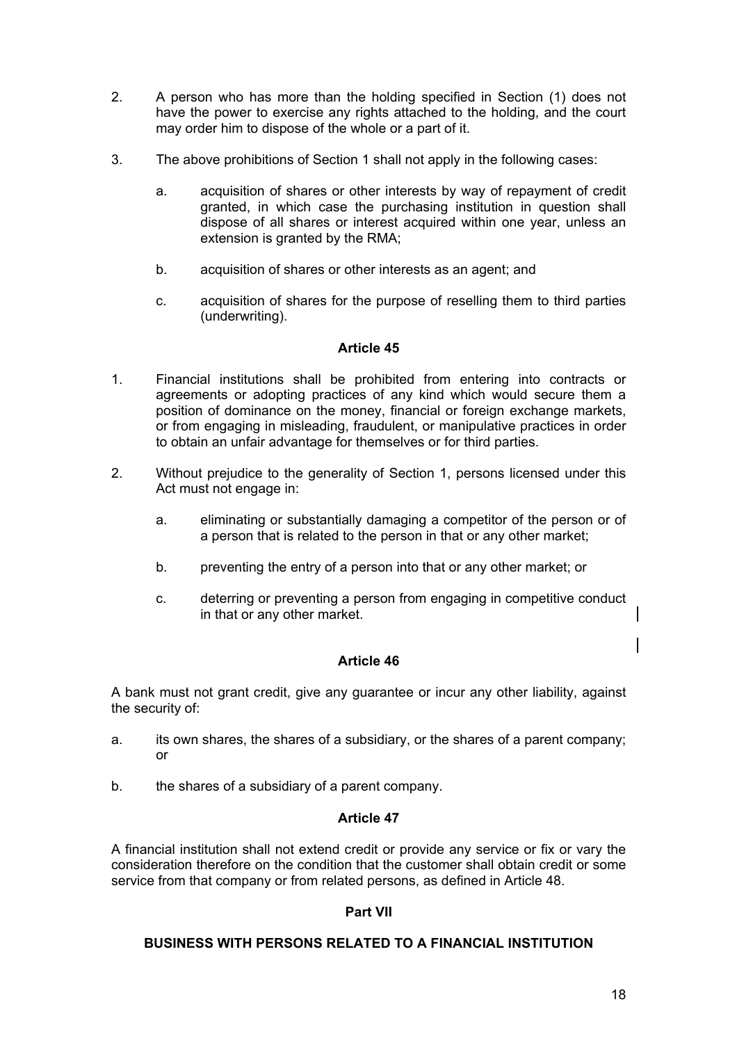2. A person who has more than the holding specified in Section (1) does not have the power to exercise any rights attached to the holding, and the court may order him to dispose of the whole or a part of it.

3. The above prohibitions of Section 1 shall not apply in the following cases:

   a. acquisition of shares or other interests by way of repayment of credit granted, in which case the purchasing institution in question shall dispose of all shares or interest acquired within one year, unless an extension is granted by the RMA;

   b. acquisition of shares or other interests as an agent; and

   c. acquisition of shares for the purpose of reselling them to third parties (underwriting).

### Article 45

1. Financial institutions shall be prohibited from entering into contracts or agreements or adopting practices of any kind which would secure them a position of dominance on the money, financial or foreign exchange markets, or from engaging in misleading, fraudulent, or manipulative practices in order to obtain an unfair advantage for themselves or for third parties.

2. Without prejudice to the generality of Section 1, persons licensed under this Act must not engage in:

   a. eliminating or substantially damaging a competitor of the person or of a person that is related to the person in that or any other market;

   b. preventing the entry of a person into that or any other market; or

   c. deterring or preventing a person from engaging in competitive conduct in that or any other market.

### Article 46

A bank must not grant credit, give any guarantee or incur any other liability, against the security of:

a. its own shares, the shares of a subsidiary, or the shares of a parent company; or

b. the shares of a subsidiary of a parent company.

### Article 47

A financial institution shall not extend credit or provide any service or fix or vary the consideration therefore on the condition that the customer shall obtain credit or some service from that company or from related persons, as defined in Article 48.

## Part VII

## BUSINESS WITH PERSONS RELATED TO A FINANCIAL INSTITUTION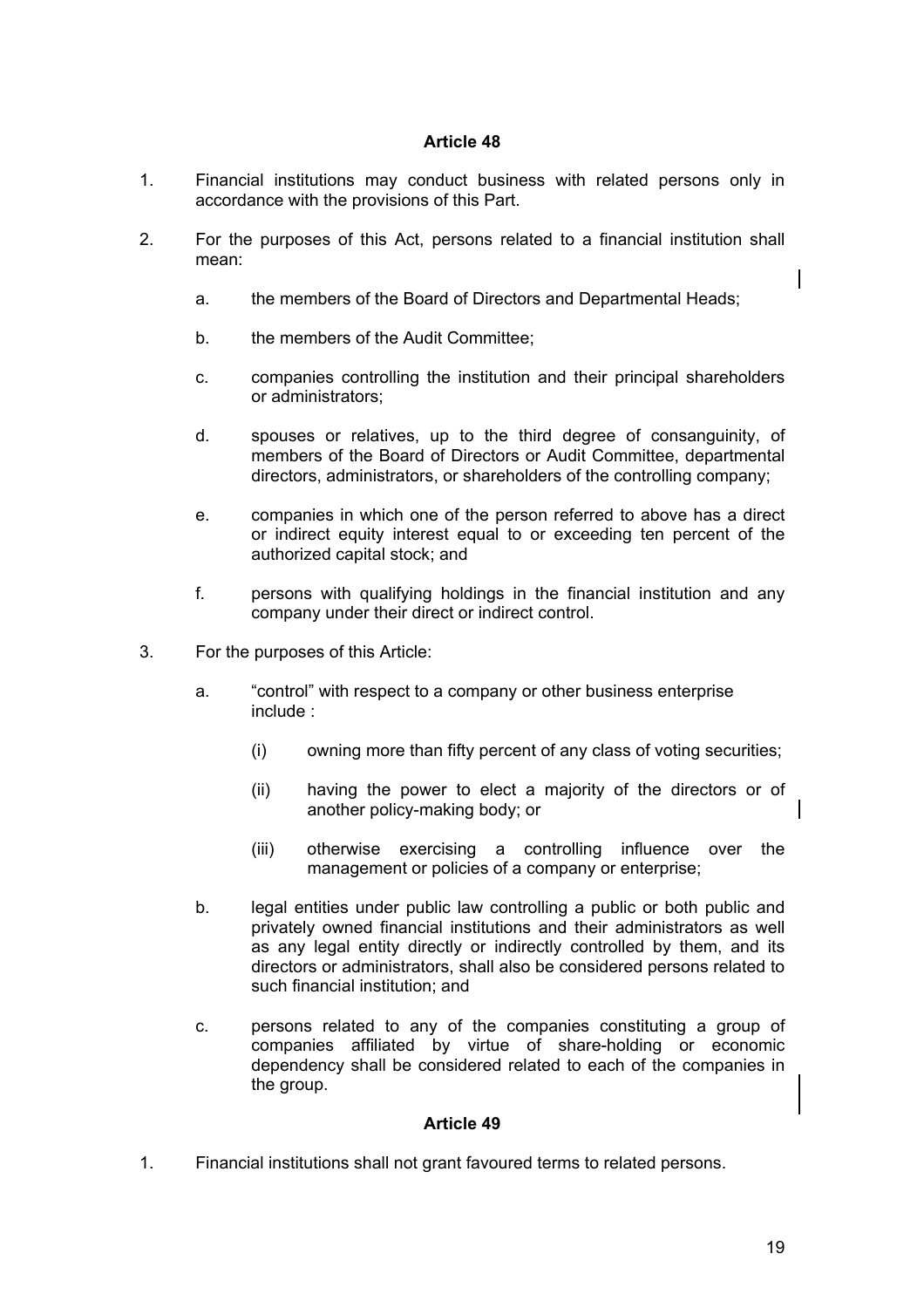## Article 48

1. Financial institutions may conduct business with related persons only in accordance with the provisions of this Part.

2. For the purposes of this Act, persons related to a financial institution shall mean:

   a. the members of the Board of Directors and Departmental Heads;

   b. the members of the Audit Committee;

   c. companies controlling the institution and their principal shareholders or administrators;

   d. spouses or relatives, up to the third degree of consanguinity, of members of the Board of Directors or Audit Committee, departmental directors, administrators, or shareholders of the controlling company;

   e. companies in which one of the person referred to above has a direct or indirect equity interest equal to or exceeding ten percent of the authorized capital stock; and

   f. persons with qualifying holdings in the financial institution and any company under their direct or indirect control.

3. For the purposes of this Article:

   a. "control" with respect to a company or other business enterprise include :

      (i) owning more than fifty percent of any class of voting securities;

      (ii) having the power to elect a majority of the directors or of another policy-making body; or

      (iii) otherwise exercising a controlling influence over the management or policies of a company or enterprise;

   b. legal entities under public law controlling a public or both public and privately owned financial institutions and their administrators as well as any legal entity directly or indirectly controlled by them, and its directors or administrators, shall also be considered persons related to such financial institution; and

   c. persons related to any of the companies constituting a group of companies affiliated by virtue of share-holding or economic dependency shall be considered related to each of the companies in the group.

## Article 49

1. Financial institutions shall not grant favoured terms to related persons.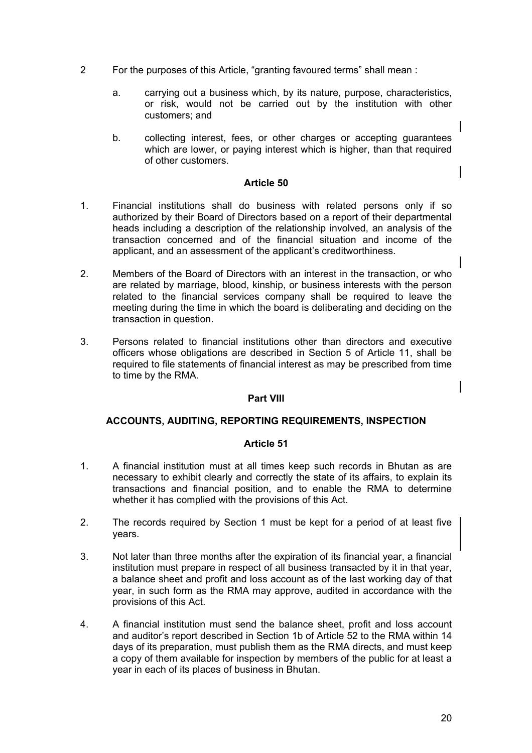2. For the purposes of this Article, "granting favoured terms" shall mean :

   a. carrying out a business which, by its nature, purpose, characteristics, or risk, would not be carried out by the institution with other customers; and

   b. collecting interest, fees, or other charges or accepting guarantees which are lower, or paying interest which is higher, than that required of other customers.

### Article 50

1. Financial institutions shall do business with related persons only if so authorized by their Board of Directors based on a report of their departmental heads including a description of the relationship involved, an analysis of the transaction concerned and of the financial situation and income of the applicant, and an assessment of the applicant's creditworthiness.

2. Members of the Board of Directors with an interest in the transaction, or who are related by marriage, blood, kinship, or business interests with the person related to the financial services company shall be required to leave the meeting during the time in which the board is deliberating and deciding on the transaction in question.

3. Persons related to financial institutions other than directors and executive officers whose obligations are described in Section 5 of Article 11, shall be required to file statements of financial interest as may be prescribed from time to time by the RMA.

## Part VIII

## ACCOUNTS, AUDITING, REPORTING REQUIREMENTS, INSPECTION

### Article 51

1. A financial institution must at all times keep such records in Bhutan as are necessary to exhibit clearly and correctly the state of its affairs, to explain its transactions and financial position, and to enable the RMA to determine whether it has complied with the provisions of this Act.

2. The records required by Section 1 must be kept for a period of at least five years.

3. Not later than three months after the expiration of its financial year, a financial institution must prepare in respect of all business transacted by it in that year, a balance sheet and profit and loss account as of the last working day of that year, in such form as the RMA may approve, audited in accordance with the provisions of this Act.

4. A financial institution must send the balance sheet, profit and loss account and auditor's report described in Section 1b of Article 52 to the RMA within 14 days of its preparation, must publish them as the RMA directs, and must keep a copy of them available for inspection by members of the public for at least a year in each of its places of business in Bhutan.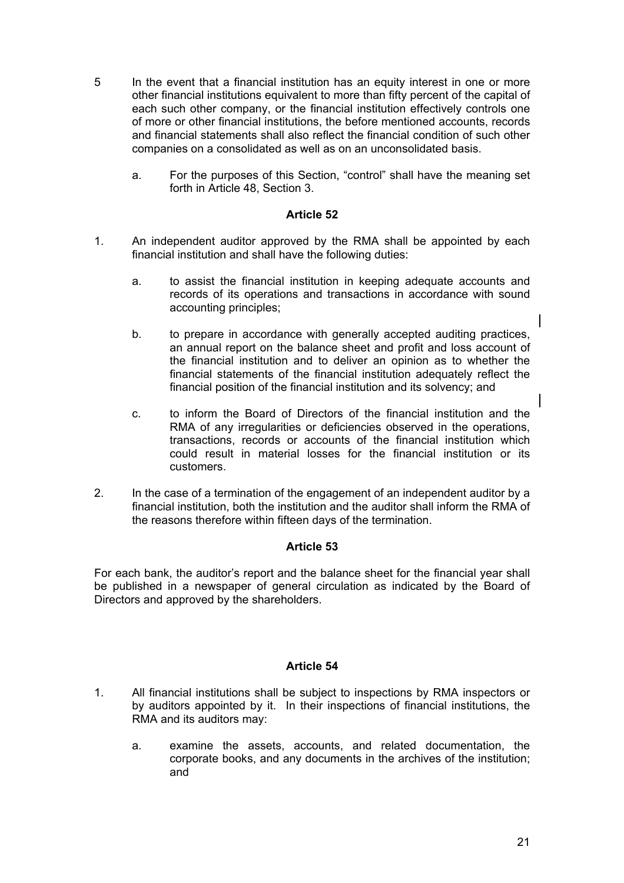5 In the event that a financial institution has an equity interest in one or more other financial institutions equivalent to more than fifty percent of the capital of each such other company, or the financial institution effectively controls one of more or other financial institutions, the before mentioned accounts, records and financial statements shall also reflect the financial condition of such other companies on a consolidated as well as on an unconsolidated basis.

   a. For the purposes of this Section, "control" shall have the meaning set forth in Article 48, Section 3.

### Article 52

1. An independent auditor approved by the RMA shall be appointed by each financial institution and shall have the following duties:

   a. to assist the financial institution in keeping adequate accounts and records of its operations and transactions in accordance with sound accounting principles;

   b. to prepare in accordance with generally accepted auditing practices, an annual report on the balance sheet and profit and loss account of the financial institution and to deliver an opinion as to whether the financial statements of the financial institution adequately reflect the financial position of the financial institution and its solvency; and

   c. to inform the Board of Directors of the financial institution and the RMA of any irregularities or deficiencies observed in the operations, transactions, records or accounts of the financial institution which could result in material losses for the financial institution or its customers.

2. In the case of a termination of the engagement of an independent auditor by a financial institution, both the institution and the auditor shall inform the RMA of the reasons therefore within fifteen days of the termination.

### Article 53

For each bank, the auditor's report and the balance sheet for the financial year shall be published in a newspaper of general circulation as indicated by the Board of Directors and approved by the shareholders.

### Article 54

1. All financial institutions shall be subject to inspections by RMA inspectors or by auditors appointed by it. In their inspections of financial institutions, the RMA and its auditors may:

   a. examine the assets, accounts, and related documentation, the corporate books, and any documents in the archives of the institution; and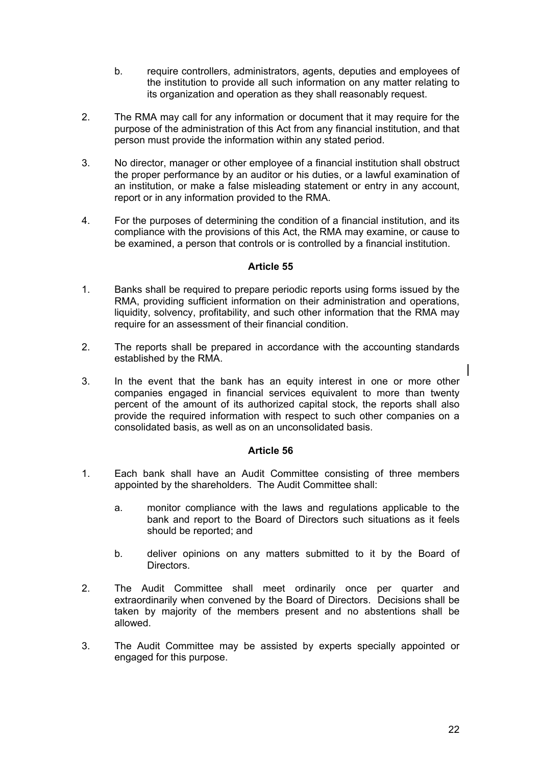b. require controllers, administrators, agents, deputies and employees of the institution to provide all such information on any matter relating to its organization and operation as they shall reasonably request.

2. The RMA may call for any information or document that it may require for the purpose of the administration of this Act from any financial institution, and that person must provide the information within any stated period.

3. No director, manager or other employee of a financial institution shall obstruct the proper performance by an auditor or his duties, or a lawful examination of an institution, or make a false misleading statement or entry in any account, report or in any information provided to the RMA.

4. For the purposes of determining the condition of a financial institution, and its compliance with the provisions of this Act, the RMA may examine, or cause to be examined, a person that controls or is controlled by a financial institution.

### Article 55

1. Banks shall be required to prepare periodic reports using forms issued by the RMA, providing sufficient information on their administration and operations, liquidity, solvency, profitability, and such other information that the RMA may require for an assessment of their financial condition.

2. The reports shall be prepared in accordance with the accounting standards established by the RMA.

3. In the event that the bank has an equity interest in one or more other companies engaged in financial services equivalent to more than twenty percent of the amount of its authorized capital stock, the reports shall also provide the required information with respect to such other companies on a consolidated basis, as well as on an unconsolidated basis.

### Article 56

1. Each bank shall have an Audit Committee consisting of three members appointed by the shareholders. The Audit Committee shall:

   a. monitor compliance with the laws and regulations applicable to the bank and report to the Board of Directors such situations as it feels should be reported; and

   b. deliver opinions on any matters submitted to it by the Board of Directors.

2. The Audit Committee shall meet ordinarily once per quarter and extraordinarily when convened by the Board of Directors. Decisions shall be taken by majority of the members present and no abstentions shall be allowed.

3. The Audit Committee may be assisted by experts specially appointed or engaged for this purpose.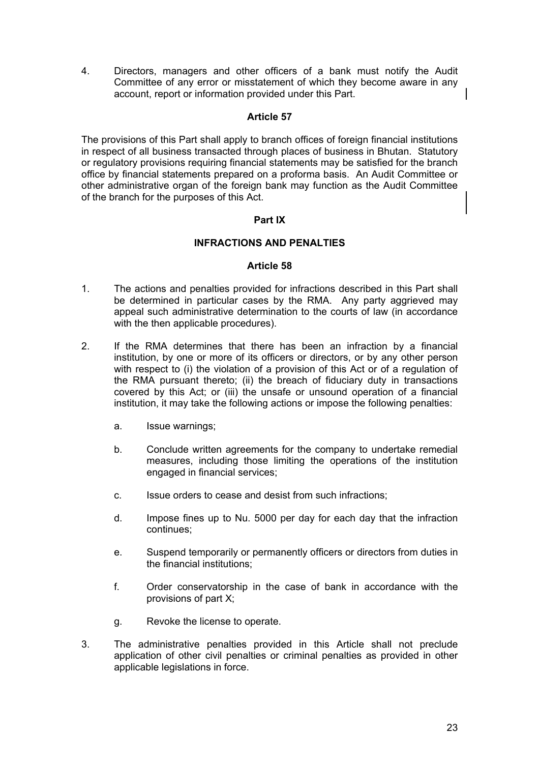4. Directors, managers and other officers of a bank must notify the Audit Committee of any error or misstatement of which they become aware in any account, report or information provided under this Part.

**Article 57**

The provisions of this Part shall apply to branch offices of foreign financial institutions in respect of all business transacted through places of business in Bhutan. Statutory or regulatory provisions requiring financial statements may be satisfied for the branch office by financial statements prepared on a proforma basis. An Audit Committee or other administrative organ of the foreign bank may function as the Audit Committee of the branch for the purposes of this Act.

**Part IX**

**INFRACTIONS AND PENALTIES**

**Article 58**

1. The actions and penalties provided for infractions described in this Part shall be determined in particular cases by the RMA. Any party aggrieved may appeal such administrative determination to the courts of law (in accordance with the then applicable procedures).

2. If the RMA determines that there has been an infraction by a financial institution, by one or more of its officers or directors, or by any other person with respect to (i) the violation of a provision of this Act or of a regulation of the RMA pursuant thereto; (ii) the breach of fiduciary duty in transactions covered by this Act; or (iii) the unsafe or unsound operation of a financial institution, it may take the following actions or impose the following penalties:

   a. Issue warnings;

   b. Conclude written agreements for the company to undertake remedial measures, including those limiting the operations of the institution engaged in financial services;

   c. Issue orders to cease and desist from such infractions;

   d. Impose fines up to Nu. 5000 per day for each day that the infraction continues;

   e. Suspend temporarily or permanently officers or directors from duties in the financial institutions;

   f. Order conservatorship in the case of bank in accordance with the provisions of part X;

   g. Revoke the license to operate.

3. The administrative penalties provided in this Article shall not preclude application of other civil penalties or criminal penalties as provided in other applicable legislations in force.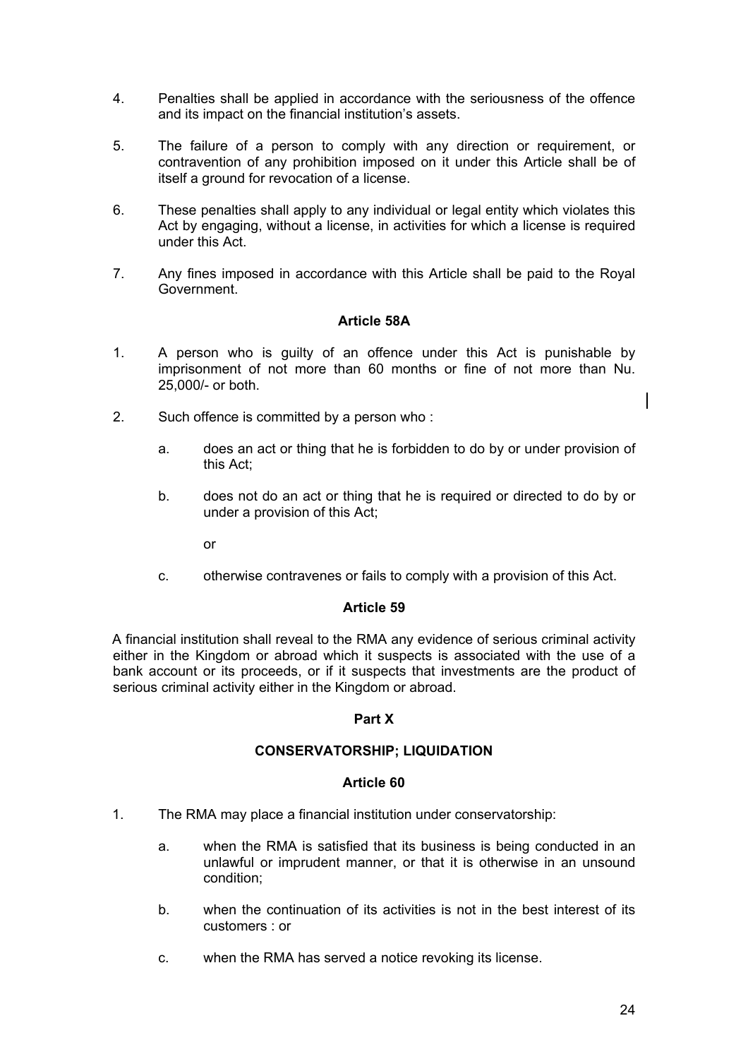4. Penalties shall be applied in accordance with the seriousness of the offence and its impact on the financial institution's assets.

5. The failure of a person to comply with any direction or requirement, or contravention of any prohibition imposed on it under this Article shall be of itself a ground for revocation of a license.

6. These penalties shall apply to any individual or legal entity which violates this Act by engaging, without a license, in activities for which a license is required under this Act.

7. Any fines imposed in accordance with this Article shall be paid to the Royal Government.

### Article 58A

1. A person who is guilty of an offence under this Act is punishable by imprisonment of not more than 60 months or fine of not more than Nu. 25,000/- or both.

2. Such offence is committed by a person who :

   a. does an act or thing that he is forbidden to do by or under provision of this Act;

   b. does not do an act or thing that he is required or directed to do by or under a provision of this Act;

   or

   c. otherwise contravenes or fails to comply with a provision of this Act.

### Article 59

A financial institution shall reveal to the RMA any evidence of serious criminal activity either in the Kingdom or abroad which it suspects is associated with the use of a bank account or its proceeds, or if it suspects that investments are the product of serious criminal activity either in the Kingdom or abroad.

## Part X

## CONSERVATORSHIP; LIQUIDATION

### Article 60

1. The RMA may place a financial institution under conservatorship:

   a. when the RMA is satisfied that its business is being conducted in an unlawful or imprudent manner, or that it is otherwise in an unsound condition;

   b. when the continuation of its activities is not in the best interest of its customers : or

   c. when the RMA has served a notice revoking its license.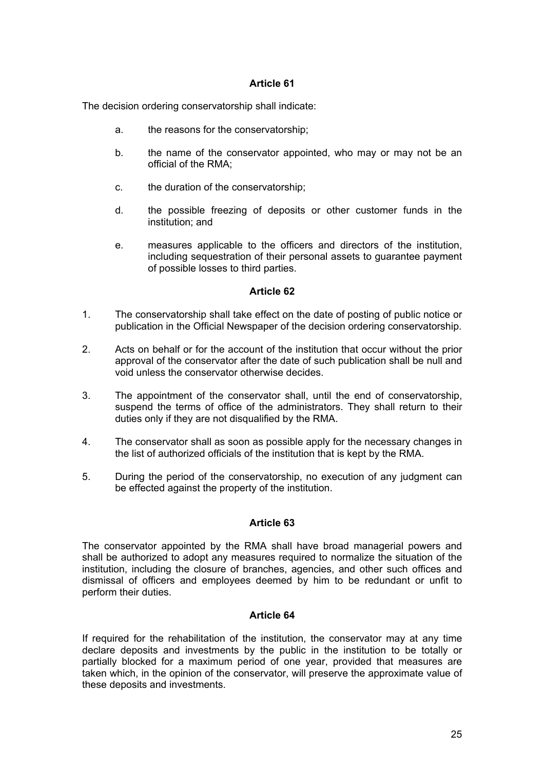### Article 61

The decision ordering conservatorship shall indicate:

a. the reasons for the conservatorship;

b. the name of the conservator appointed, who may or may not be an official of the RMA;

c. the duration of the conservatorship;

d. the possible freezing of deposits or other customer funds in the institution; and

e. measures applicable to the officers and directors of the institution, including sequestration of their personal assets to guarantee payment of possible losses to third parties.

### Article 62

1. The conservatorship shall take effect on the date of posting of public notice or publication in the Official Newspaper of the decision ordering conservatorship.

2. Acts on behalf or for the account of the institution that occur without the prior approval of the conservator after the date of such publication shall be null and void unless the conservator otherwise decides.

3. The appointment of the conservator shall, until the end of conservatorship, suspend the terms of office of the administrators. They shall return to their duties only if they are not disqualified by the RMA.

4. The conservator shall as soon as possible apply for the necessary changes in the list of authorized officials of the institution that is kept by the RMA.

5. During the period of the conservatorship, no execution of any judgment can be effected against the property of the institution.

### Article 63

The conservator appointed by the RMA shall have broad managerial powers and shall be authorized to adopt any measures required to normalize the situation of the institution, including the closure of branches, agencies, and other such offices and dismissal of officers and employees deemed by him to be redundant or unfit to perform their duties.

### Article 64

If required for the rehabilitation of the institution, the conservator may at any time declare deposits and investments by the public in the institution to be totally or partially blocked for a maximum period of one year, provided that measures are taken which, in the opinion of the conservator, will preserve the approximate value of these deposits and investments.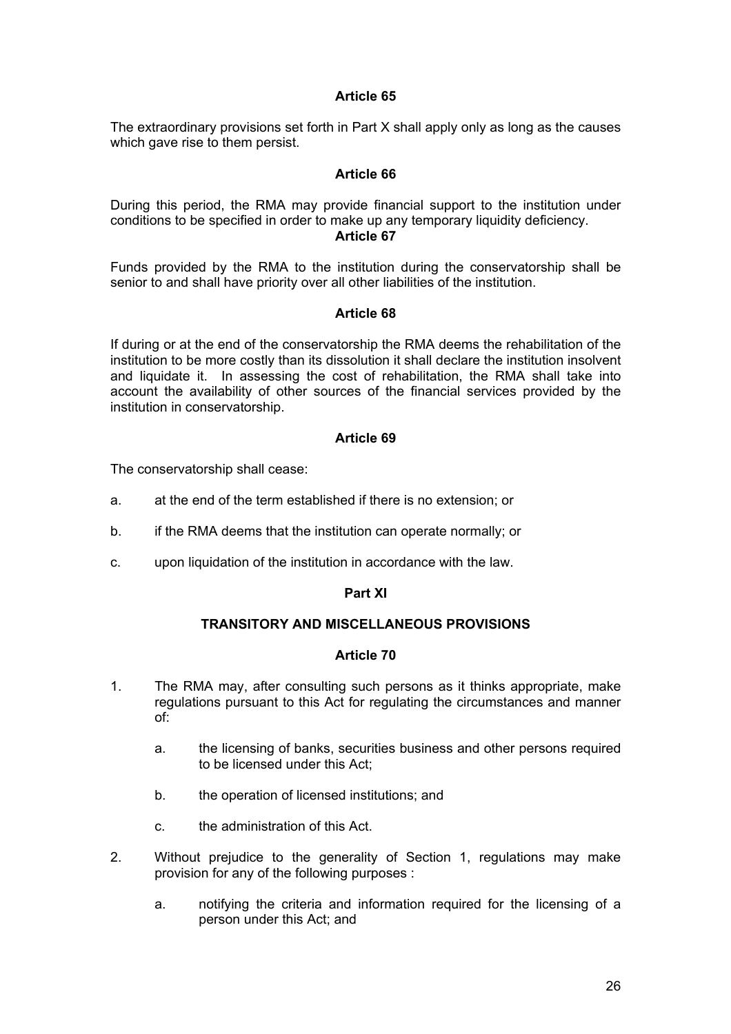### Article 65

The extraordinary provisions set forth in Part X shall apply only as long as the causes which gave rise to them persist.

### Article 66

During this period, the RMA may provide financial support to the institution under conditions to be specified in order to make up any temporary liquidity deficiency.

### Article 67

Funds provided by the RMA to the institution during the conservatorship shall be senior to and shall have priority over all other liabilities of the institution.

### Article 68

If during or at the end of the conservatorship the RMA deems the rehabilitation of the institution to be more costly than its dissolution it shall declare the institution insolvent and liquidate it. In assessing the cost of rehabilitation, the RMA shall take into account the availability of other sources of the financial services provided by the institution in conservatorship.

### Article 69

The conservatorship shall cease:

a. at the end of the term established if there is no extension; or

b. if the RMA deems that the institution can operate normally; or

c. upon liquidation of the institution in accordance with the law.

## Part XI

## TRANSITORY AND MISCELLANEOUS PROVISIONS

### Article 70

1. The RMA may, after consulting such persons as it thinks appropriate, make regulations pursuant to this Act for regulating the circumstances and manner of:

    a. the licensing of banks, securities business and other persons required to be licensed under this Act;

    b. the operation of licensed institutions; and

    c. the administration of this Act.

2. Without prejudice to the generality of Section 1, regulations may make provision for any of the following purposes :

    a. notifying the criteria and information required for the licensing of a person under this Act; and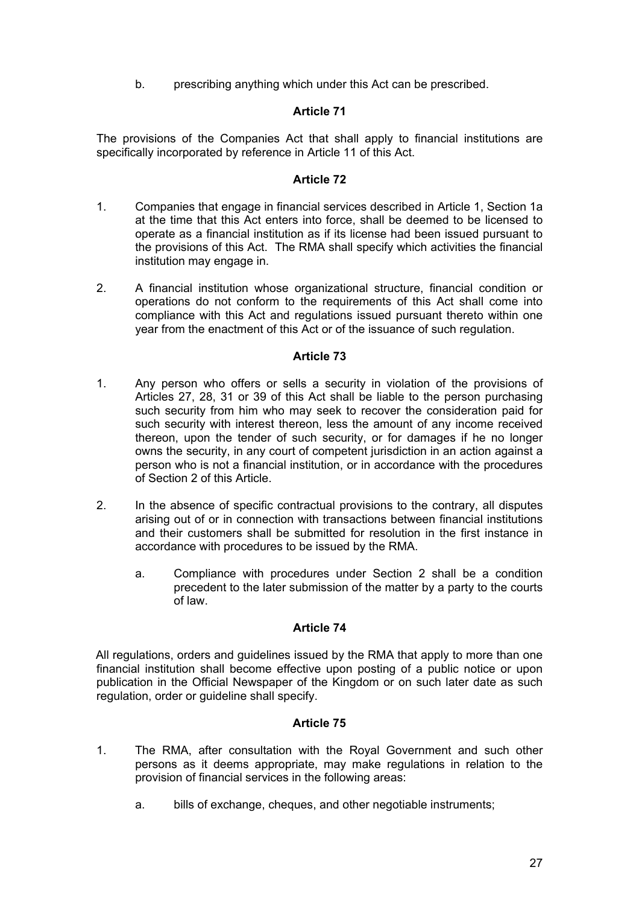b. prescribing anything which under this Act can be prescribed.

### Article 71

The provisions of the Companies Act that shall apply to financial institutions are specifically incorporated by reference in Article 11 of this Act.

### Article 72

1. Companies that engage in financial services described in Article 1, Section 1a at the time that this Act enters into force, shall be deemed to be licensed to operate as a financial institution as if its license had been issued pursuant to the provisions of this Act. The RMA shall specify which activities the financial institution may engage in.

2. A financial institution whose organizational structure, financial condition or operations do not conform to the requirements of this Act shall come into compliance with this Act and regulations issued pursuant thereto within one year from the enactment of this Act or of the issuance of such regulation.

### Article 73

1. Any person who offers or sells a security in violation of the provisions of Articles 27, 28, 31 or 39 of this Act shall be liable to the person purchasing such security from him who may seek to recover the consideration paid for such security with interest thereon, less the amount of any income received thereon, upon the tender of such security, or for damages if he no longer owns the security, in any court of competent jurisdiction in an action against a person who is not a financial institution, or in accordance with the procedures of Section 2 of this Article.

2. In the absence of specific contractual provisions to the contrary, all disputes arising out of or in connection with transactions between financial institutions and their customers shall be submitted for resolution in the first instance in accordance with procedures to be issued by the RMA.

   a. Compliance with procedures under Section 2 shall be a condition precedent to the later submission of the matter by a party to the courts of law.

### Article 74

All regulations, orders and guidelines issued by the RMA that apply to more than one financial institution shall become effective upon posting of a public notice or upon publication in the Official Newspaper of the Kingdom or on such later date as such regulation, order or guideline shall specify.

### Article 75

1. The RMA, after consultation with the Royal Government and such other persons as it deems appropriate, may make regulations in relation to the provision of financial services in the following areas:

   a. bills of exchange, cheques, and other negotiable instruments;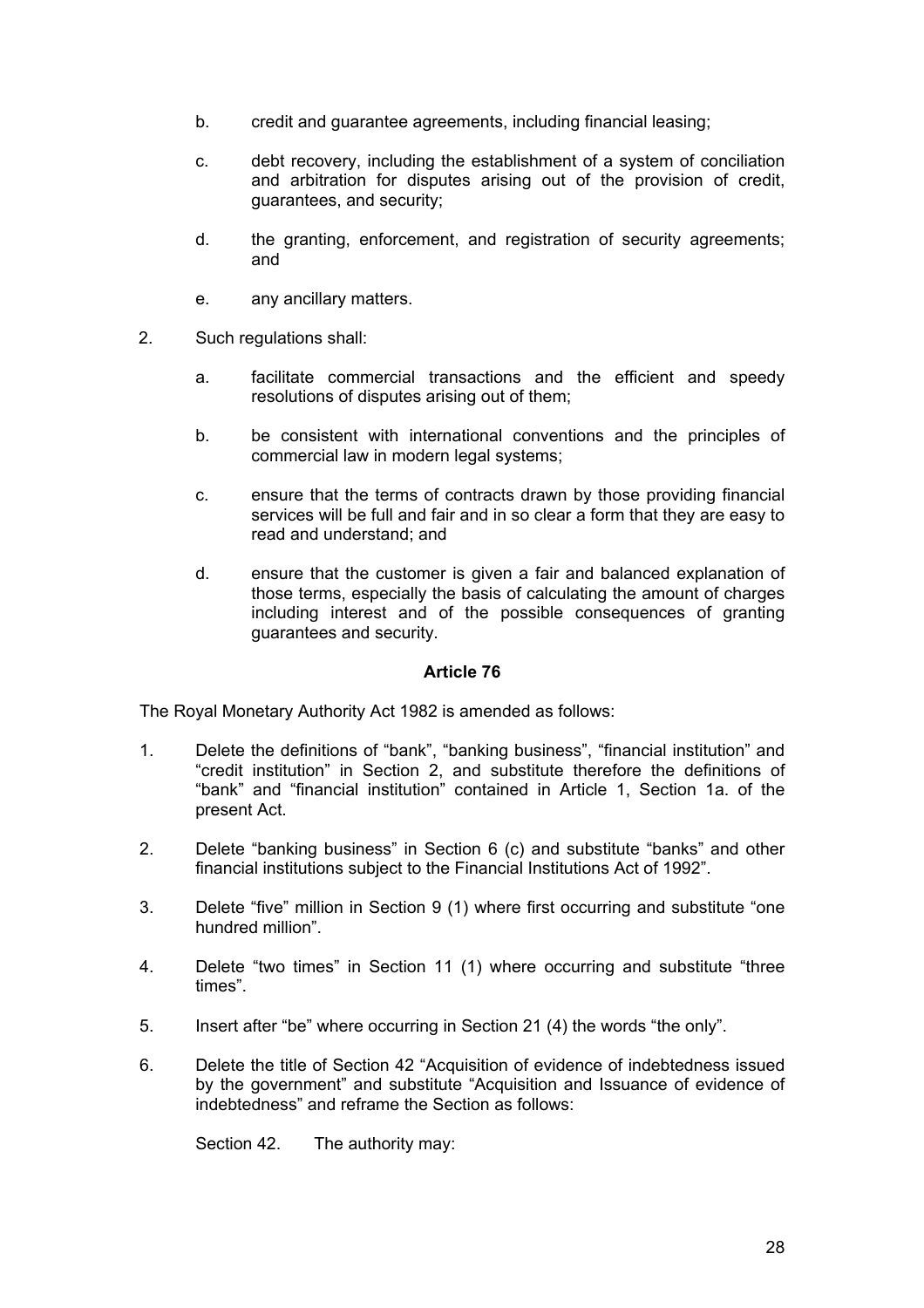b. credit and guarantee agreements, including financial leasing;

c. debt recovery, including the establishment of a system of conciliation and arbitration for disputes arising out of the provision of credit, guarantees, and security;

d. the granting, enforcement, and registration of security agreements; and

e. any ancillary matters.

2. Such regulations shall:

   a. facilitate commercial transactions and the efficient and speedy resolutions of disputes arising out of them;

   b. be consistent with international conventions and the principles of commercial law in modern legal systems;

   c. ensure that the terms of contracts drawn by those providing financial services will be full and fair and in so clear a form that they are easy to read and understand; and

   d. ensure that the customer is given a fair and balanced explanation of those terms, especially the basis of calculating the amount of charges including interest and of the possible consequences of granting guarantees and security.

**Article 76**

The Royal Monetary Authority Act 1982 is amended as follows:

1. Delete the definitions of "bank", "banking business", "financial institution" and "credit institution" in Section 2, and substitute therefore the definitions of "bank" and "financial institution" contained in Article 1, Section 1a. of the present Act.

2. Delete "banking business" in Section 6 (c) and substitute "banks" and other financial institutions subject to the Financial Institutions Act of 1992".

3. Delete "five" million in Section 9 (1) where first occurring and substitute "one hundred million".

4. Delete "two times" in Section 11 (1) where occurring and substitute "three times".

5. Insert after "be" where occurring in Section 21 (4) the words "the only".

6. Delete the title of Section 42 "Acquisition of evidence of indebtedness issued by the government" and substitute "Acquisition and Issuance of evidence of indebtedness" and reframe the Section as follows:

   Section 42. The authority may: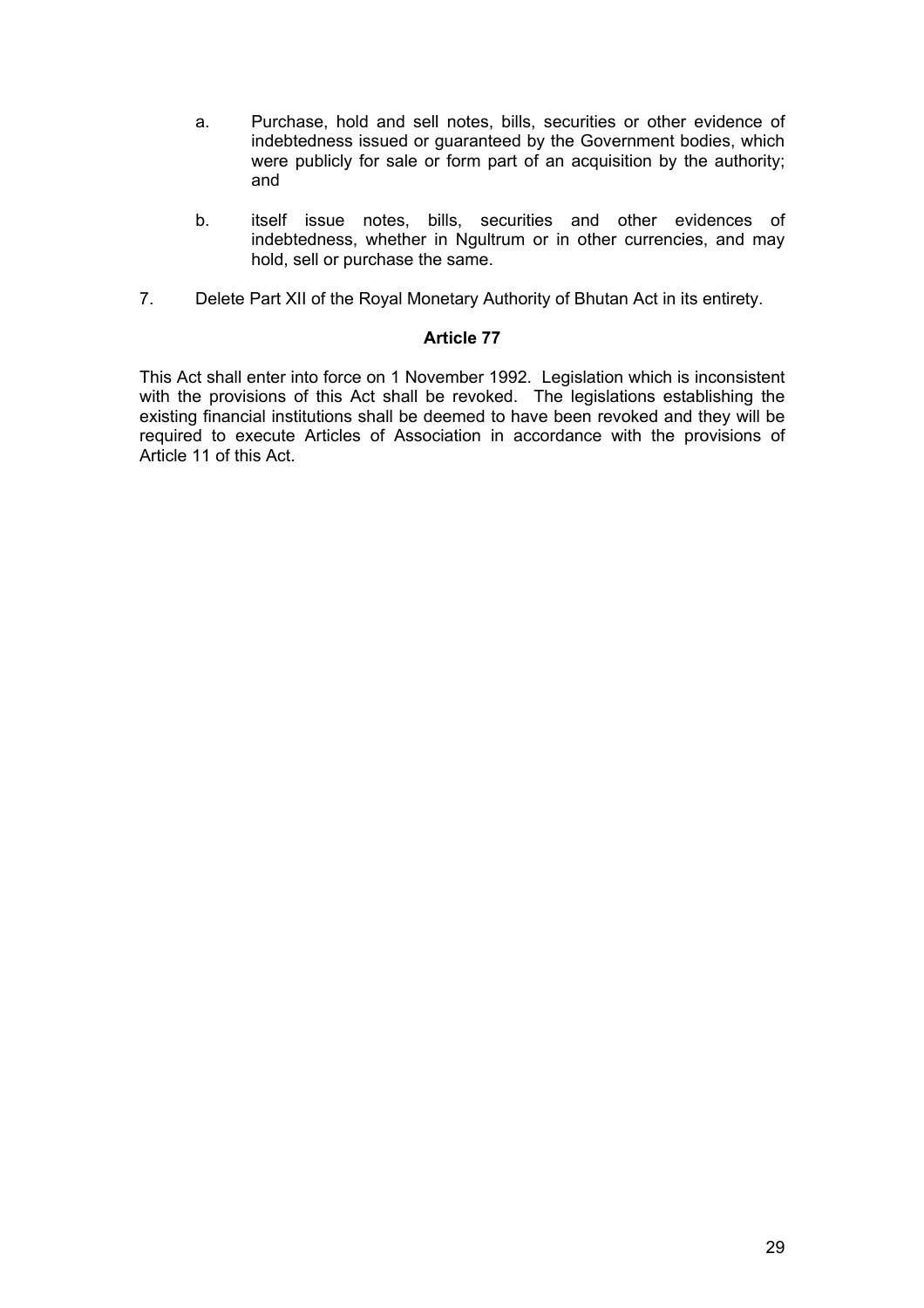a. Purchase, hold and sell notes, bills, securities or other evidence of indebtedness issued or guaranteed by the Government bodies, which were publicly for sale or form part of an acquisition by the authority; and

b. itself issue notes, bills, securities and other evidences of indebtedness, whether in Ngultrum or in other currencies, and may hold, sell or purchase the same.

7. Delete Part XII of the Royal Monetary Authority of Bhutan Act in its entirety.

### Article 77

This Act shall enter into force on 1 November 1992. Legislation which is inconsistent with the provisions of this Act shall be revoked. The legislations establishing the existing financial institutions shall be deemed to have been revoked and they will be required to execute Articles of Association in accordance with the provisions of Article 11 of this Act.